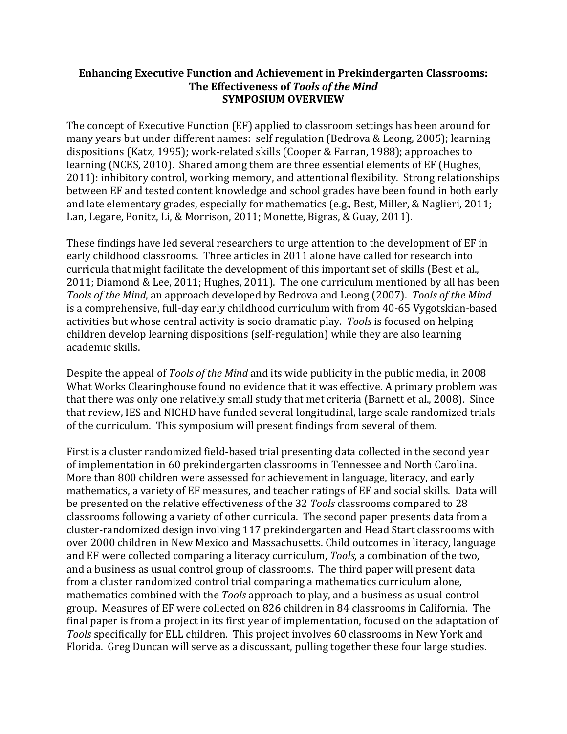# Enhancing Executive Function and Achievement in Prekindergarten Classrooms: The Effectiveness of *Tools of the Mind*
## SYMPOSIUM OVERVIEW

The concept of Executive Function (EF) applied to classroom settings has been around for many years but under different names: self regulation (Bedrova & Leong, 2005); learning dispositions (Katz, 1995); work-related skills (Cooper & Farran, 1988); approaches to learning (NCES, 2010). Shared among them are three essential elements of EF (Hughes, 2011): inhibitory control, working memory, and attentional flexibility. Strong relationships between EF and tested content knowledge and school grades have been found in both early and late elementary grades, especially for mathematics (e.g., Best, Miller, & Naglieri, 2011; Lan, Legare, Ponitz, Li, & Morrison, 2011; Monette, Bigras, & Guay, 2011).

These findings have led several researchers to urge attention to the development of EF in early childhood classrooms. Three articles in 2011 alone have called for research into curricula that might facilitate the development of this important set of skills (Best et al., 2011; Diamond & Lee, 2011; Hughes, 2011). The one curriculum mentioned by all has been *Tools of the Mind*, an approach developed by Bedrova and Leong (2007). *Tools of the Mind* is a comprehensive, full-day early childhood curriculum with from 40-65 Vygotskian-based activities but whose central activity is socio dramatic play. *Tools* is focused on helping children develop learning dispositions (self-regulation) while they are also learning academic skills.

Despite the appeal of *Tools of the Mind* and its wide publicity in the public media, in 2008 What Works Clearinghouse found no evidence that it was effective. A primary problem was that there was only one relatively small study that met criteria (Barnett et al., 2008). Since that review, IES and NICHD have funded several longitudinal, large scale randomized trials of the curriculum. This symposium will present findings from several of them.

First is a cluster randomized field-based trial presenting data collected in the second year of implementation in 60 prekindergarten classrooms in Tennessee and North Carolina. More than 800 children were assessed for achievement in language, literacy, and early mathematics, a variety of EF measures, and teacher ratings of EF and social skills. Data will be presented on the relative effectiveness of the 32 *Tools* classrooms compared to 28 classrooms following a variety of other curricula. The second paper presents data from a cluster-randomized design involving 117 prekindergarten and Head Start classrooms with over 2000 children in New Mexico and Massachusetts. Child outcomes in literacy, language and EF were collected comparing a literacy curriculum, *Tools,* a combination of the two, and a business as usual control group of classrooms. The third paper will present data from a cluster randomized control trial comparing a mathematics curriculum alone, mathematics combined with the *Tools* approach to play, and a business as usual control group. Measures of EF were collected on 826 children in 84 classrooms in California. The final paper is from a project in its first year of implementation, focused on the adaptation of *Tools* specifically for ELL children. This project involves 60 classrooms in New York and Florida. Greg Duncan will serve as a discussant, pulling together these four large studies.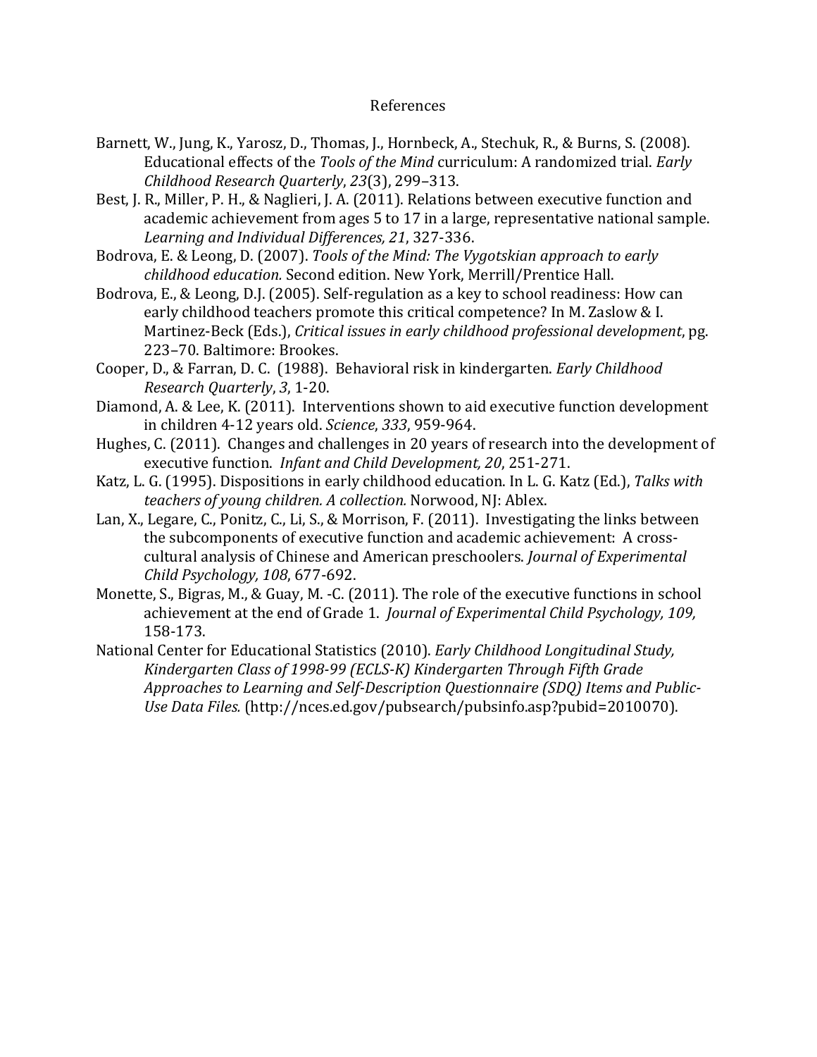# References

Barnett, W., Jung, K., Yarosz, D., Thomas, J., Hornbeck, A., Stechuk, R., & Burns, S. (2008). Educational effects of the *Tools of the Mind* curriculum: A randomized trial. *Early Childhood Research Quarterly*, *23*(3), 299–313.

Best, J. R., Miller, P. H., & Naglieri, J. A. (2011). Relations between executive function and academic achievement from ages 5 to 17 in a large, representative national sample. *Learning and Individual Differences, 21*, 327-336.

Bodrova, E. & Leong, D. (2007). *Tools of the Mind: The Vygotskian approach to early childhood education.* Second edition. New York, Merrill/Prentice Hall.

Bodrova, E., & Leong, D.J. (2005). Self-regulation as a key to school readiness: How can early childhood teachers promote this critical competence? In M. Zaslow & I. Martinez-Beck (Eds.), *Critical issues in early childhood professional development*, pg. 223–70. Baltimore: Brookes.

Cooper, D., & Farran, D. C. (1988). Behavioral risk in kindergarten. *Early Childhood Research Quarterly*, *3*, 1-20.

Diamond, A. & Lee, K. (2011). Interventions shown to aid executive function development in children 4-12 years old. *Science*, *333*, 959-964.

Hughes, C. (2011). Changes and challenges in 20 years of research into the development of executive function. *Infant and Child Development, 20*, 251-271.

Katz, L. G. (1995). Dispositions in early childhood education. In L. G. Katz (Ed.), *Talks with teachers of young children. A collection.* Norwood, NJ: Ablex.

Lan, X., Legare, C., Ponitz, C., Li, S., & Morrison, F. (2011). Investigating the links between the subcomponents of executive function and academic achievement: A cross-cultural analysis of Chinese and American preschoolers. *Journal of Experimental Child Psychology, 108*, 677-692.

Monette, S., Bigras, M., & Guay, M. -C. (2011). The role of the executive functions in school achievement at the end of Grade 1. *Journal of Experimental Child Psychology, 109,* 158-173.

National Center for Educational Statistics (2010). *Early Childhood Longitudinal Study, Kindergarten Class of 1998-99 (ECLS-K) Kindergarten Through Fifth Grade Approaches to Learning and Self-Description Questionnaire (SDQ) Items and Public-Use Data Files.* (http://nces.ed.gov/pubsearch/pubsinfo.asp?pubid=2010070).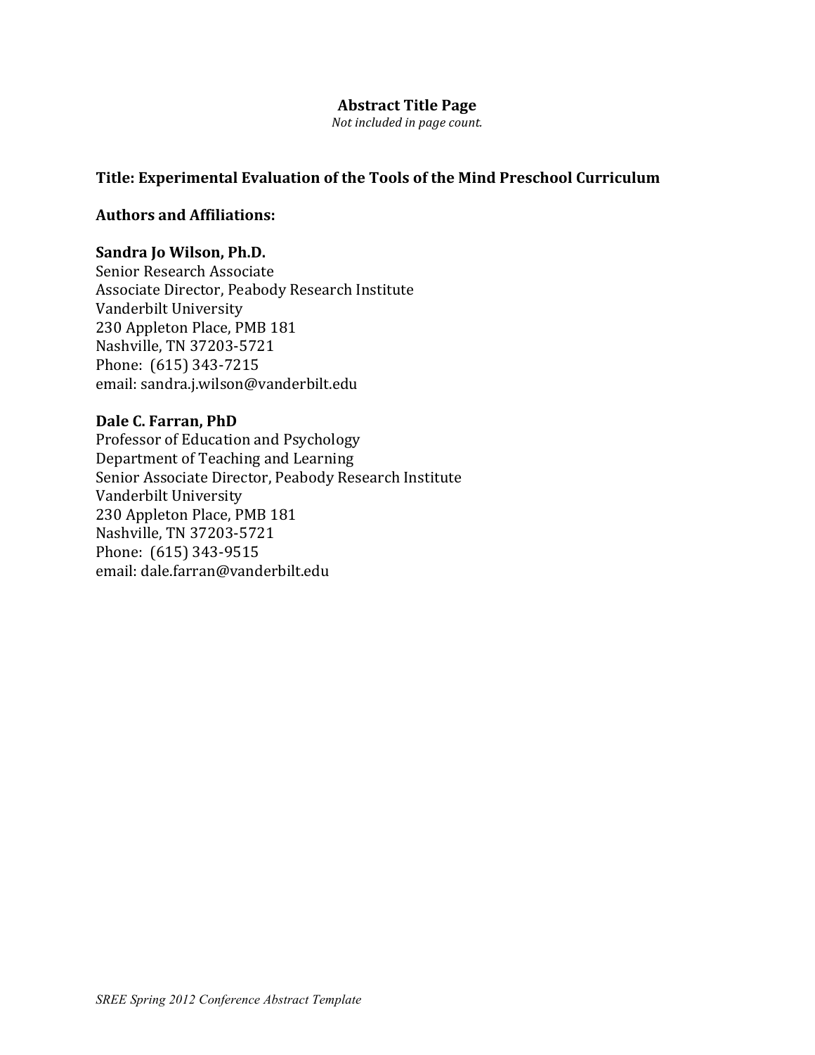**Abstract Title Page**

*Not included in page count.*

**Title: Experimental Evaluation of the Tools of the Mind Preschool Curriculum**

**Authors and Affiliations:**

**Sandra Jo Wilson, Ph.D.**
Senior Research Associate
Associate Director, Peabody Research Institute
Vanderbilt University
230 Appleton Place, PMB 181
Nashville, TN 37203-5721
Phone: (615) 343-7215
email: sandra.j.wilson@vanderbilt.edu

**Dale C. Farran, PhD**
Professor of Education and Psychology
Department of Teaching and Learning
Senior Associate Director, Peabody Research Institute
Vanderbilt University
230 Appleton Place, PMB 181
Nashville, TN 37203-5721
Phone: (615) 343-9515
email: dale.farran@vanderbilt.edu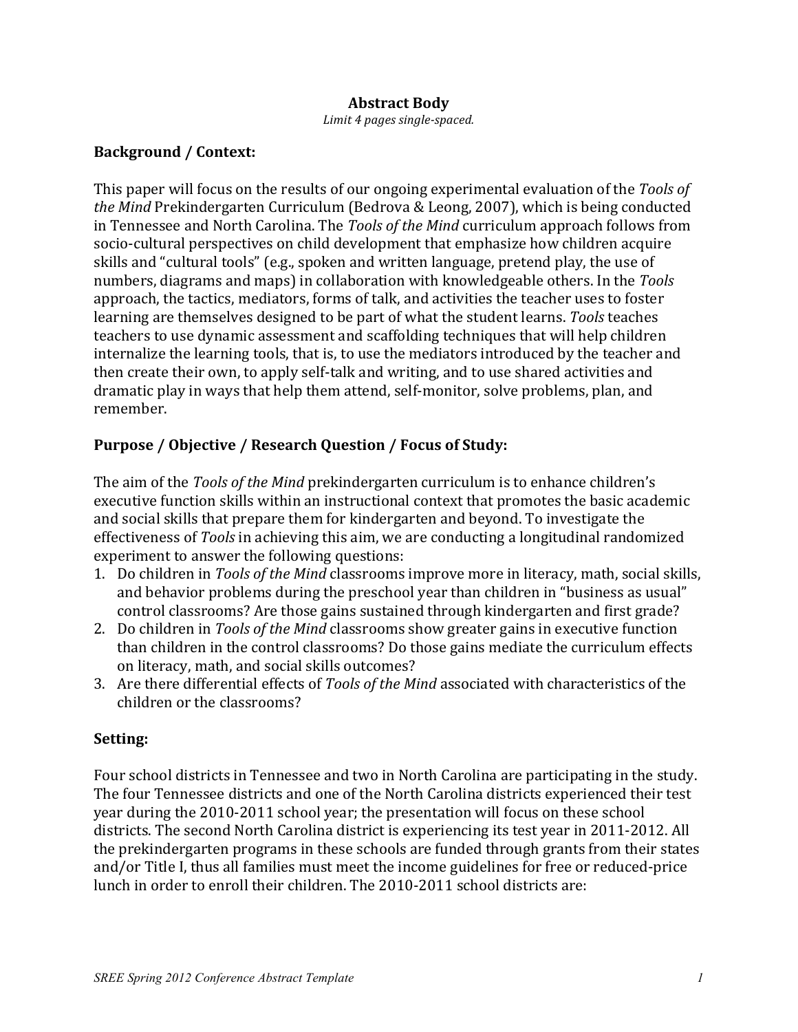## Abstract Body

*Limit 4 pages single-spaced.*

### Background / Context:

This paper will focus on the results of our ongoing experimental evaluation of the *Tools of the Mind* Prekindergarten Curriculum (Bedrova & Leong, 2007), which is being conducted in Tennessee and North Carolina. The *Tools of the Mind* curriculum approach follows from socio-cultural perspectives on child development that emphasize how children acquire skills and "cultural tools" (e.g., spoken and written language, pretend play, the use of numbers, diagrams and maps) in collaboration with knowledgeable others. In the *Tools* approach, the tactics, mediators, forms of talk, and activities the teacher uses to foster learning are themselves designed to be part of what the student learns. *Tools* teaches teachers to use dynamic assessment and scaffolding techniques that will help children internalize the learning tools, that is, to use the mediators introduced by the teacher and then create their own, to apply self-talk and writing, and to use shared activities and dramatic play in ways that help them attend, self-monitor, solve problems, plan, and remember.

### Purpose / Objective / Research Question / Focus of Study:

The aim of the *Tools of the Mind* prekindergarten curriculum is to enhance children's executive function skills within an instructional context that promotes the basic academic and social skills that prepare them for kindergarten and beyond. To investigate the effectiveness of *Tools* in achieving this aim, we are conducting a longitudinal randomized experiment to answer the following questions:

1. Do children in *Tools of the Mind* classrooms improve more in literacy, math, social skills, and behavior problems during the preschool year than children in "business as usual" control classrooms? Are those gains sustained through kindergarten and first grade?
2. Do children in *Tools of the Mind* classrooms show greater gains in executive function than children in the control classrooms? Do those gains mediate the curriculum effects on literacy, math, and social skills outcomes?
3. Are there differential effects of *Tools of the Mind* associated with characteristics of the children or the classrooms?

### Setting:

Four school districts in Tennessee and two in North Carolina are participating in the study. The four Tennessee districts and one of the North Carolina districts experienced their test year during the 2010-2011 school year; the presentation will focus on these school districts. The second North Carolina district is experiencing its test year in 2011-2012. All the prekindergarten programs in these schools are funded through grants from their states and/or Title I, thus all families must meet the income guidelines for free or reduced-price lunch in order to enroll their children. The 2010-2011 school districts are: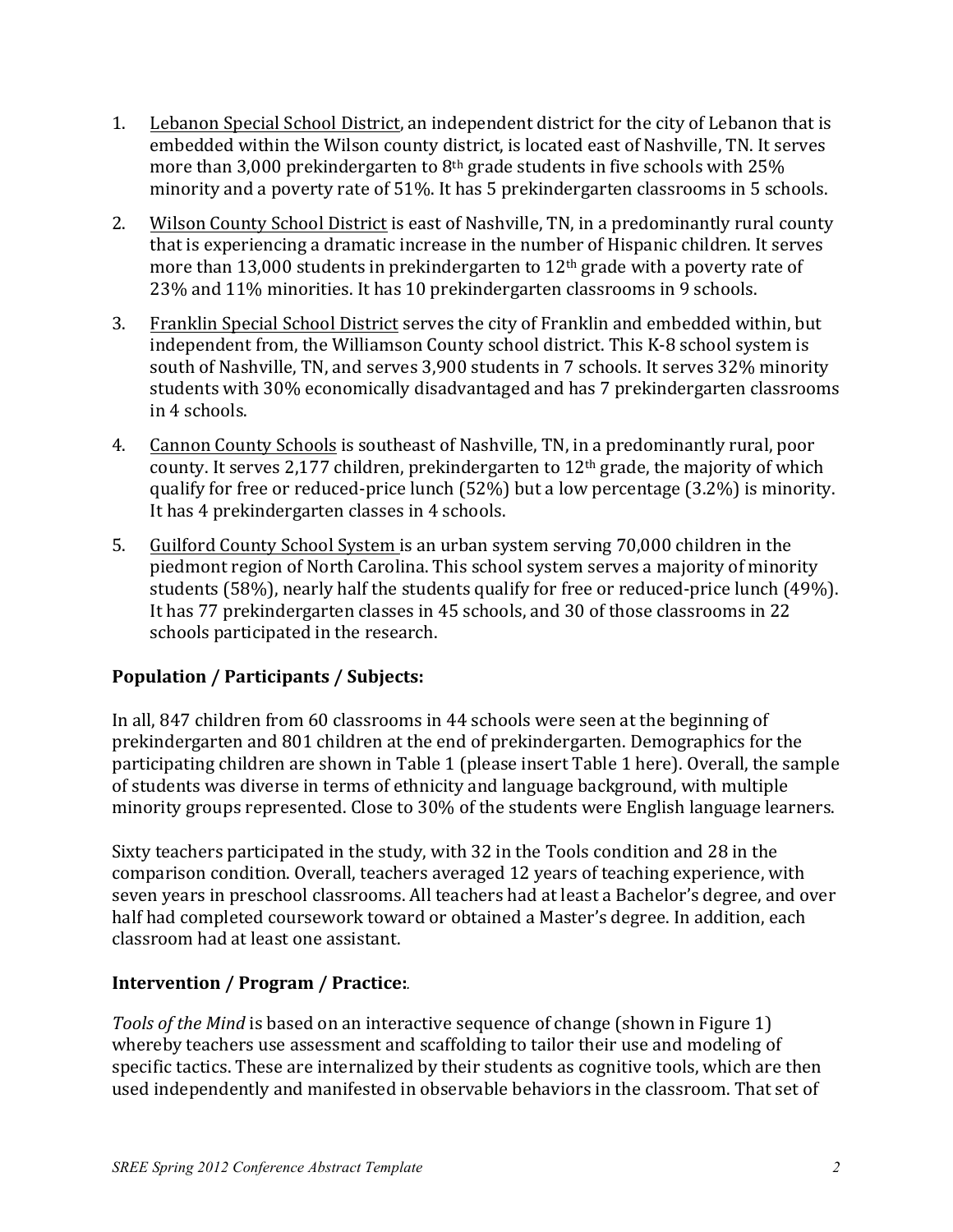1. Lebanon Special School District, an independent district for the city of Lebanon that is embedded within the Wilson county district, is located east of Nashville, TN. It serves more than 3,000 prekindergarten to 8th grade students in five schools with 25% minority and a poverty rate of 51%. It has 5 prekindergarten classrooms in 5 schools.
2. Wilson County School District is east of Nashville, TN, in a predominantly rural county that is experiencing a dramatic increase in the number of Hispanic children. It serves more than 13,000 students in prekindergarten to 12th grade with a poverty rate of 23% and 11% minorities. It has 10 prekindergarten classrooms in 9 schools.
3. Franklin Special School District serves the city of Franklin and embedded within, but independent from, the Williamson County school district. This K-8 school system is south of Nashville, TN, and serves 3,900 students in 7 schools. It serves 32% minority students with 30% economically disadvantaged and has 7 prekindergarten classrooms in 4 schools.
4. Cannon County Schools is southeast of Nashville, TN, in a predominantly rural, poor county. It serves 2,177 children, prekindergarten to 12th grade, the majority of which qualify for free or reduced-price lunch (52%) but a low percentage (3.2%) is minority. It has 4 prekindergarten classes in 4 schools.
5. Guilford County School System is an urban system serving 70,000 children in the piedmont region of North Carolina. This school system serves a majority of minority students (58%), nearly half the students qualify for free or reduced-price lunch (49%). It has 77 prekindergarten classes in 45 schools, and 30 of those classrooms in 22 schools participated in the research.

## Population / Participants / Subjects:

In all, 847 children from 60 classrooms in 44 schools were seen at the beginning of prekindergarten and 801 children at the end of prekindergarten. Demographics for the participating children are shown in Table 1 (please insert Table 1 here). Overall, the sample of students was diverse in terms of ethnicity and language background, with multiple minority groups represented. Close to 30% of the students were English language learners.

Sixty teachers participated in the study, with 32 in the Tools condition and 28 in the comparison condition. Overall, teachers averaged 12 years of teaching experience, with seven years in preschool classrooms. All teachers had at least a Bachelor's degree, and over half had completed coursework toward or obtained a Master's degree. In addition, each classroom had at least one assistant.

## Intervention / Program / Practice:.

*Tools of the Mind* is based on an interactive sequence of change (shown in Figure 1) whereby teachers use assessment and scaffolding to tailor their use and modeling of specific tactics. These are internalized by their students as cognitive tools, which are then used independently and manifested in observable behaviors in the classroom. That set of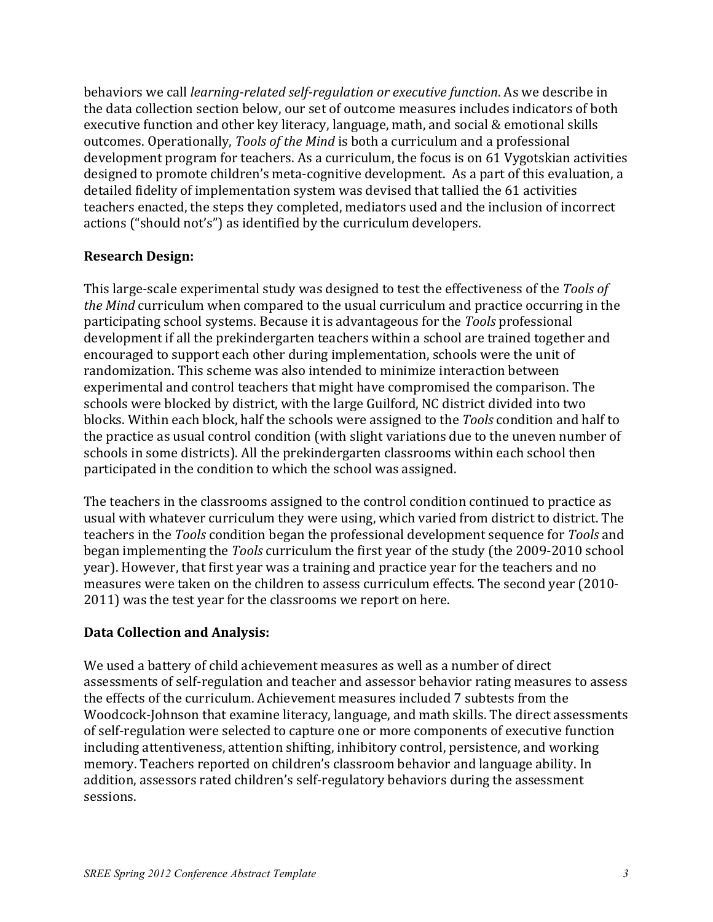behaviors we call *learning-related self-regulation or executive function*. As we describe in the data collection section below, our set of outcome measures includes indicators of both executive function and other key literacy, language, math, and social & emotional skills outcomes. Operationally, *Tools of the Mind* is both a curriculum and a professional development program for teachers. As a curriculum, the focus is on 61 Vygotskian activities designed to promote children's meta-cognitive development. As a part of this evaluation, a detailed fidelity of implementation system was devised that tallied the 61 activities teachers enacted, the steps they completed, mediators used and the inclusion of incorrect actions ("should not's") as identified by the curriculum developers.

**Research Design:**

This large-scale experimental study was designed to test the effectiveness of the *Tools of the Mind* curriculum when compared to the usual curriculum and practice occurring in the participating school systems. Because it is advantageous for the *Tools* professional development if all the prekindergarten teachers within a school are trained together and encouraged to support each other during implementation, schools were the unit of randomization. This scheme was also intended to minimize interaction between experimental and control teachers that might have compromised the comparison. The schools were blocked by district, with the large Guilford, NC district divided into two blocks. Within each block, half the schools were assigned to the *Tools* condition and half to the practice as usual control condition (with slight variations due to the uneven number of schools in some districts). All the prekindergarten classrooms within each school then participated in the condition to which the school was assigned.

The teachers in the classrooms assigned to the control condition continued to practice as usual with whatever curriculum they were using, which varied from district to district. The teachers in the *Tools* condition began the professional development sequence for *Tools* and began implementing the *Tools* curriculum the first year of the study (the 2009-2010 school year). However, that first year was a training and practice year for the teachers and no measures were taken on the children to assess curriculum effects. The second year (2010-2011) was the test year for the classrooms we report on here.

**Data Collection and Analysis:**

We used a battery of child achievement measures as well as a number of direct assessments of self-regulation and teacher and assessor behavior rating measures to assess the effects of the curriculum. Achievement measures included 7 subtests from the Woodcock-Johnson that examine literacy, language, and math skills. The direct assessments of self-regulation were selected to capture one or more components of executive function including attentiveness, attention shifting, inhibitory control, persistence, and working memory. Teachers reported on children's classroom behavior and language ability. In addition, assessors rated children's self-regulatory behaviors during the assessment sessions.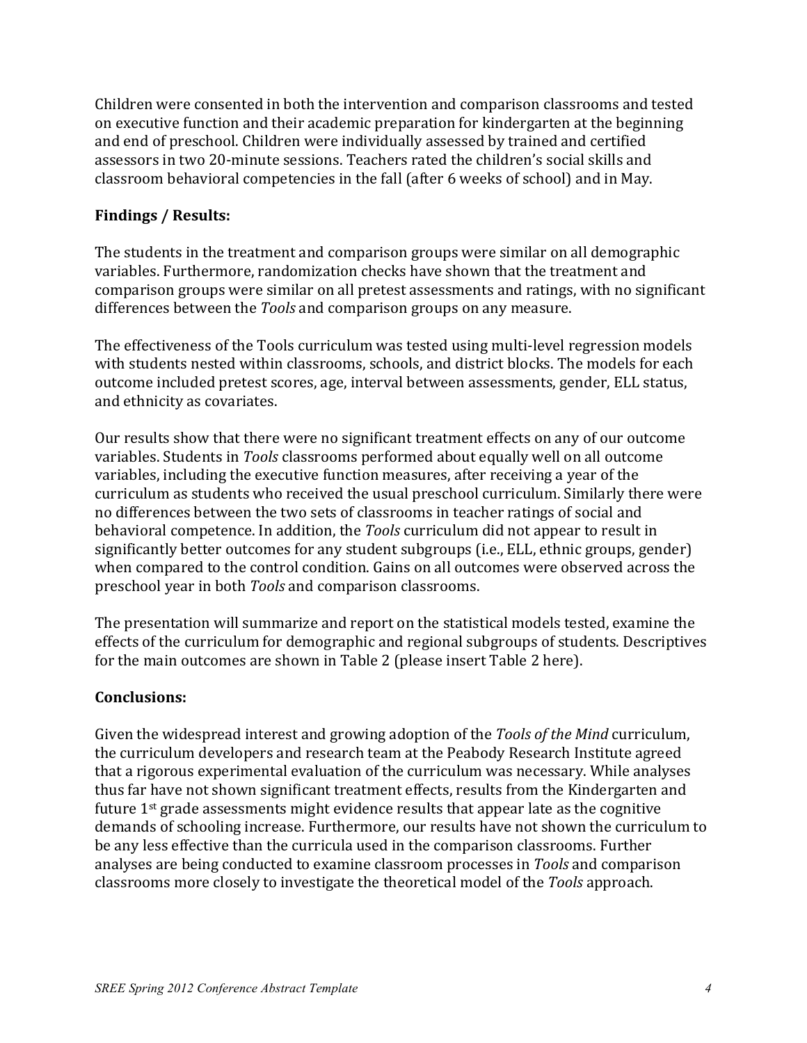Children were consented in both the intervention and comparison classrooms and tested on executive function and their academic preparation for kindergarten at the beginning and end of preschool. Children were individually assessed by trained and certified assessors in two 20-minute sessions. Teachers rated the children's social skills and classroom behavioral competencies in the fall (after 6 weeks of school) and in May.

**Findings / Results:**

The students in the treatment and comparison groups were similar on all demographic variables. Furthermore, randomization checks have shown that the treatment and comparison groups were similar on all pretest assessments and ratings, with no significant differences between the *Tools* and comparison groups on any measure.

The effectiveness of the Tools curriculum was tested using multi-level regression models with students nested within classrooms, schools, and district blocks. The models for each outcome included pretest scores, age, interval between assessments, gender, ELL status, and ethnicity as covariates.

Our results show that there were no significant treatment effects on any of our outcome variables. Students in *Tools* classrooms performed about equally well on all outcome variables, including the executive function measures, after receiving a year of the curriculum as students who received the usual preschool curriculum. Similarly there were no differences between the two sets of classrooms in teacher ratings of social and behavioral competence. In addition, the *Tools* curriculum did not appear to result in significantly better outcomes for any student subgroups (i.e., ELL, ethnic groups, gender) when compared to the control condition. Gains on all outcomes were observed across the preschool year in both *Tools* and comparison classrooms.

The presentation will summarize and report on the statistical models tested, examine the effects of the curriculum for demographic and regional subgroups of students. Descriptives for the main outcomes are shown in Table 2 (please insert Table 2 here).

**Conclusions:**

Given the widespread interest and growing adoption of the *Tools of the Mind* curriculum, the curriculum developers and research team at the Peabody Research Institute agreed that a rigorous experimental evaluation of the curriculum was necessary. While analyses thus far have not shown significant treatment effects, results from the Kindergarten and future 1st grade assessments might evidence results that appear late as the cognitive demands of schooling increase. Furthermore, our results have not shown the curriculum to be any less effective than the curricula used in the comparison classrooms. Further analyses are being conducted to examine classroom processes in *Tools* and comparison classrooms more closely to investigate the theoretical model of the *Tools* approach.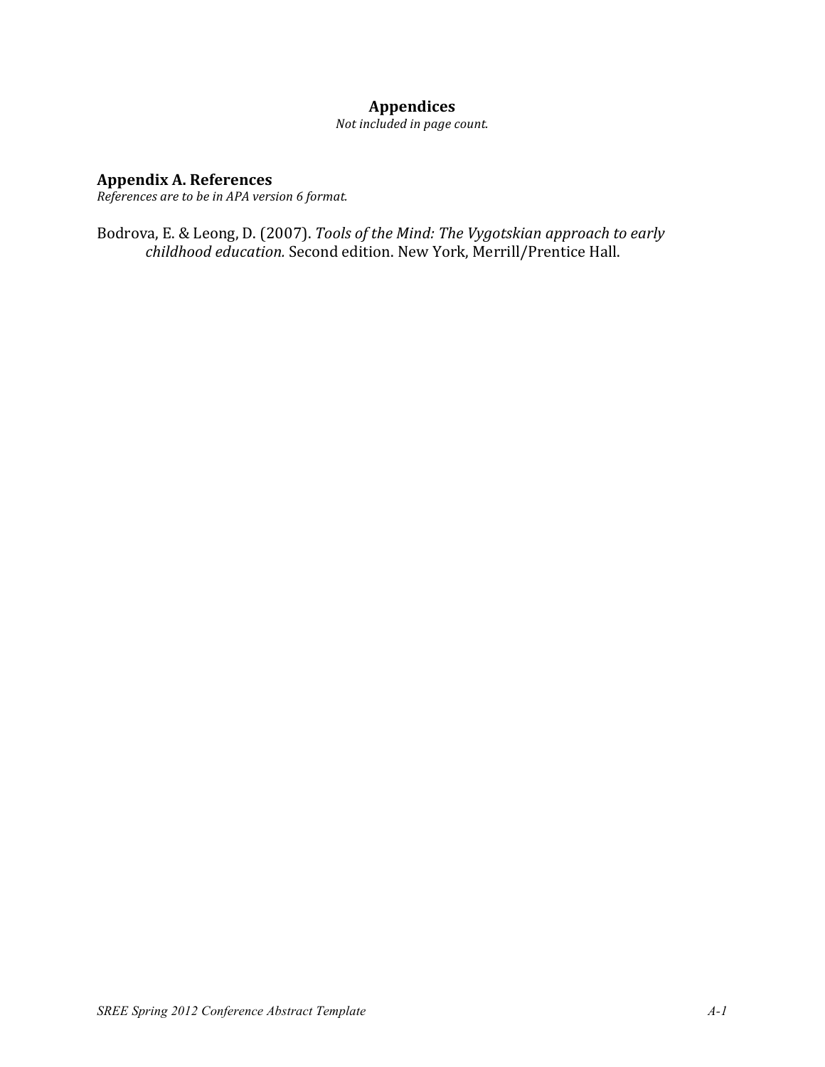# Appendices

*Not included in page count.*

## Appendix A. References

*References are to be in APA version 6 format.*

Bodrova, E. & Leong, D. (2007). *Tools of the Mind: The Vygotskian approach to early childhood education.* Second edition. New York, Merrill/Prentice Hall.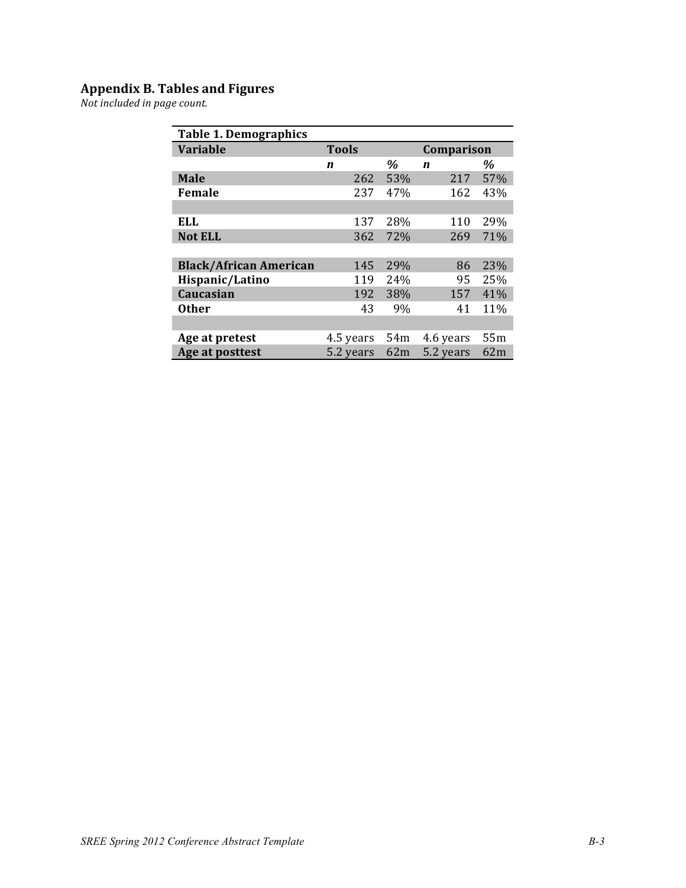## Appendix B. Tables and Figures

*Not included in page count.*

**Table 1. Demographics**

| Variable | Tools | | Comparison | |
|---|---|---|---|---|
| | ***n*** | ***%*** | ***n*** | ***%*** |
| **Male** | 262 | 53% | 217 | 57% |
| **Female** | 237 | 47% | 162 | 43% |
| | | | | |
| **ELL** | 137 | 28% | 110 | 29% |
| **Not ELL** | 362 | 72% | 269 | 71% |
| | | | | |
| **Black/African American** | 145 | 29% | 86 | 23% |
| **Hispanic/Latino** | 119 | 24% | 95 | 25% |
| **Caucasian** | 192 | 38% | 157 | 41% |
| **Other** | 43 | 9% | 41 | 11% |
| | | | | |
| **Age at pretest** | 4.5 years | 54m | 4.6 years | 55m |
| **Age at posttest** | 5.2 years | 62m | 5.2 years | 62m |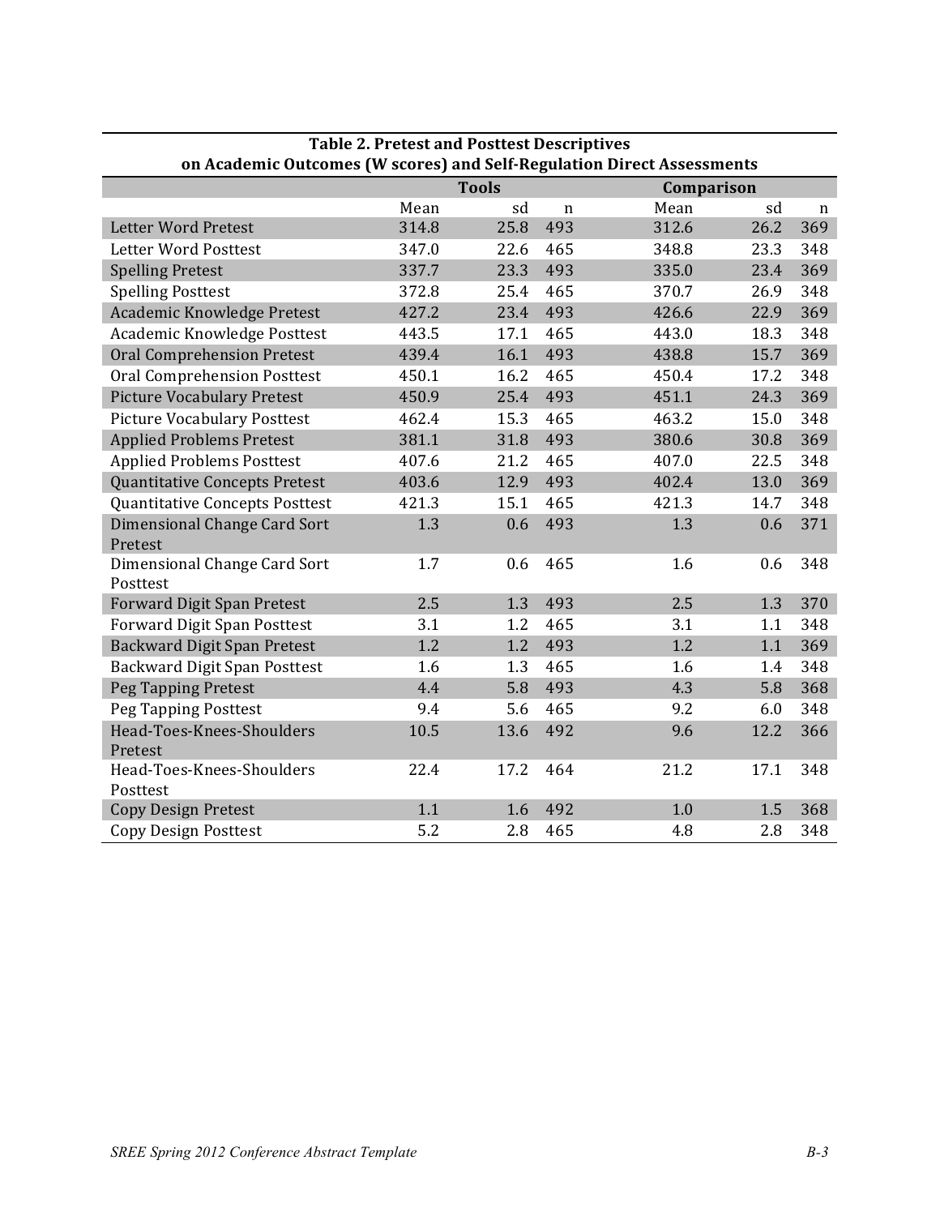**Table 2. Pretest and Posttest Descriptives on Academic Outcomes (W scores) and Self-Regulation Direct Assessments**

| | Tools | | | Comparison | | |
|---|---|---|---|---|---|---|
| | Mean | sd | n | Mean | sd | n |
| Letter Word Pretest | 314.8 | 25.8 | 493 | 312.6 | 26.2 | 369 |
| Letter Word Posttest | 347.0 | 22.6 | 465 | 348.8 | 23.3 | 348 |
| Spelling Pretest | 337.7 | 23.3 | 493 | 335.0 | 23.4 | 369 |
| Spelling Posttest | 372.8 | 25.4 | 465 | 370.7 | 26.9 | 348 |
| Academic Knowledge Pretest | 427.2 | 23.4 | 493 | 426.6 | 22.9 | 369 |
| Academic Knowledge Posttest | 443.5 | 17.1 | 465 | 443.0 | 18.3 | 348 |
| Oral Comprehension Pretest | 439.4 | 16.1 | 493 | 438.8 | 15.7 | 369 |
| Oral Comprehension Posttest | 450.1 | 16.2 | 465 | 450.4 | 17.2 | 348 |
| Picture Vocabulary Pretest | 450.9 | 25.4 | 493 | 451.1 | 24.3 | 369 |
| Picture Vocabulary Posttest | 462.4 | 15.3 | 465 | 463.2 | 15.0 | 348 |
| Applied Problems Pretest | 381.1 | 31.8 | 493 | 380.6 | 30.8 | 369 |
| Applied Problems Posttest | 407.6 | 21.2 | 465 | 407.0 | 22.5 | 348 |
| Quantitative Concepts Pretest | 403.6 | 12.9 | 493 | 402.4 | 13.0 | 369 |
| Quantitative Concepts Posttest | 421.3 | 15.1 | 465 | 421.3 | 14.7 | 348 |
| Dimensional Change Card Sort Pretest | 1.3 | 0.6 | 493 | 1.3 | 0.6 | 371 |
| Dimensional Change Card Sort Posttest | 1.7 | 0.6 | 465 | 1.6 | 0.6 | 348 |
| Forward Digit Span Pretest | 2.5 | 1.3 | 493 | 2.5 | 1.3 | 370 |
| Forward Digit Span Posttest | 3.1 | 1.2 | 465 | 3.1 | 1.1 | 348 |
| Backward Digit Span Pretest | 1.2 | 1.2 | 493 | 1.2 | 1.1 | 369 |
| Backward Digit Span Posttest | 1.6 | 1.3 | 465 | 1.6 | 1.4 | 348 |
| Peg Tapping Pretest | 4.4 | 5.8 | 493 | 4.3 | 5.8 | 368 |
| Peg Tapping Posttest | 9.4 | 5.6 | 465 | 9.2 | 6.0 | 348 |
| Head-Toes-Knees-Shoulders Pretest | 10.5 | 13.6 | 492 | 9.6 | 12.2 | 366 |
| Head-Toes-Knees-Shoulders Posttest | 22.4 | 17.2 | 464 | 21.2 | 17.1 | 348 |
| Copy Design Pretest | 1.1 | 1.6 | 492 | 1.0 | 1.5 | 368 |
| Copy Design Posttest | 5.2 | 2.8 | 465 | 4.8 | 2.8 | 348 |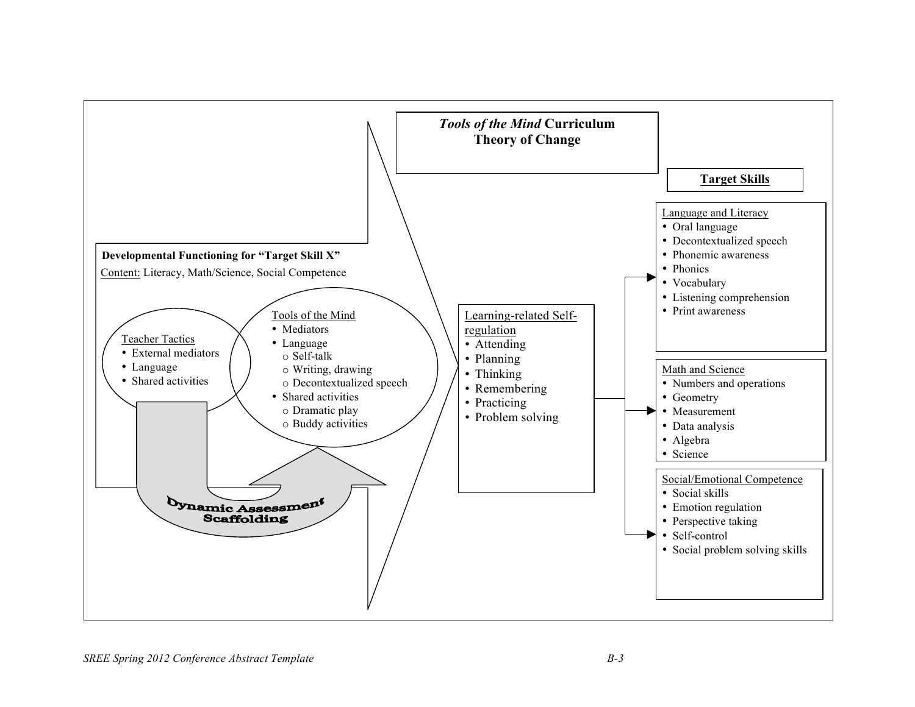### *Tools of the Mind* Curriculum Theory of Change

**Developmental Functioning for "Target Skill X"**

Content: Literacy, Math/Science, Social Competence

Teacher Tactics
- External mediators
- Language
- Shared activities

Tools of the Mind
- Mediators
- Language
  - Self-talk
  - Writing, drawing
  - Decontextualized speech
- Shared activities
  - Dramatic play
  - Buddy activities

Dynamic Assessment Scaffolding

Learning-related Self-regulation
- Attending
- Planning
- Thinking
- Remembering
- Practicing
- Problem solving

**Target Skills**

Language and Literacy
- Oral language
- Decontextualized speech
- Phonemic awareness
- Phonics
- Vocabulary
- Listening comprehension
- Print awareness

Math and Science
- Numbers and operations
- Geometry
- Measurement
- Data analysis
- Algebra
- Science

Social/Emotional Competence
- Social skills
- Emotion regulation
- Perspective taking
- Self-control
- Social problem solving skills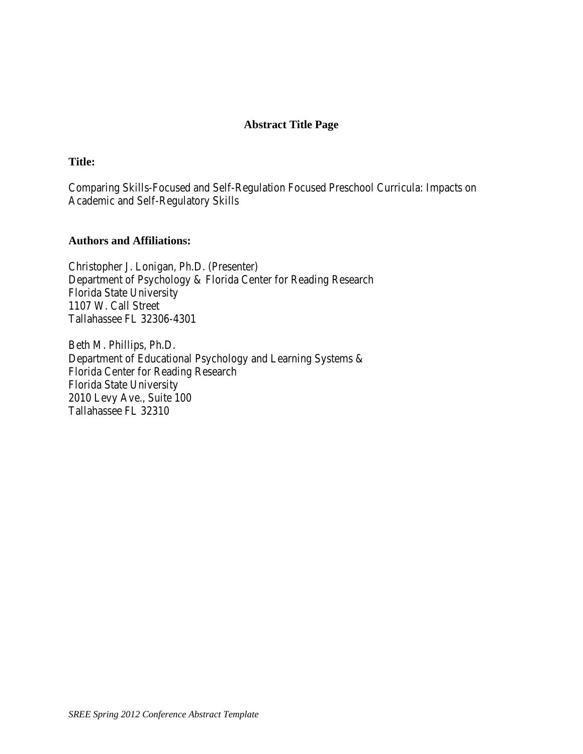# Abstract Title Page

**Title:**

Comparing Skills-Focused and Self-Regulation Focused Preschool Curricula: Impacts on Academic and Self-Regulatory Skills

**Authors and Affiliations:**

Christopher J. Lonigan, Ph.D. (Presenter)
Department of Psychology & Florida Center for Reading Research
Florida State University
1107 W. Call Street
Tallahassee FL 32306-4301

Beth M. Phillips, Ph.D.
Department of Educational Psychology and Learning Systems &
Florida Center for Reading Research
Florida State University
2010 Levy Ave., Suite 100
Tallahassee FL 32310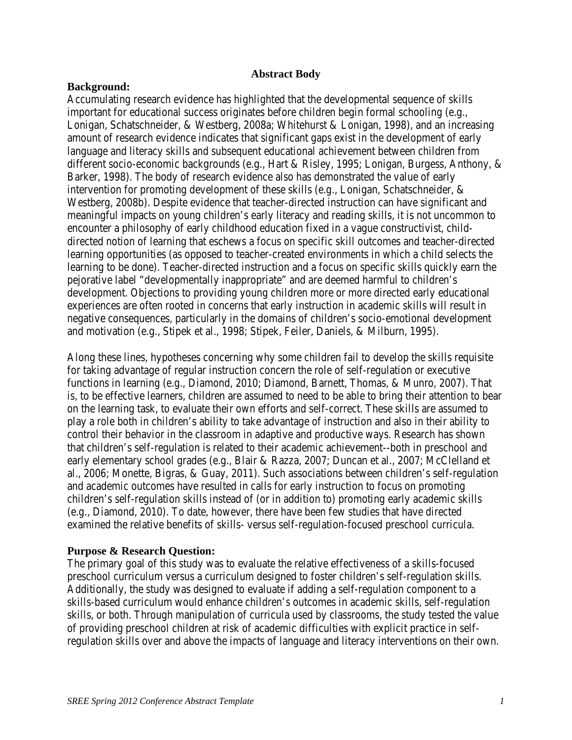## Abstract Body

**Background:**

Accumulating research evidence has highlighted that the developmental sequence of skills important for educational success originates before children begin formal schooling (e.g., Lonigan, Schatschneider, & Westberg, 2008a; Whitehurst & Lonigan, 1998), and an increasing amount of research evidence indicates that significant gaps exist in the development of early language and literacy skills and subsequent educational achievement between children from different socio-economic backgrounds (e.g., Hart & Risley, 1995; Lonigan, Burgess, Anthony, & Barker, 1998). The body of research evidence also has demonstrated the value of early intervention for promoting development of these skills (e.g., Lonigan, Schatschneider, & Westberg, 2008b). Despite evidence that teacher-directed instruction can have significant and meaningful impacts on young children's early literacy and reading skills, it is not uncommon to encounter a philosophy of early childhood education fixed in a vague constructivist, child-directed notion of learning that eschews a focus on specific skill outcomes and teacher-directed learning opportunities (as opposed to teacher-created environments in which a child selects the learning to be done). Teacher-directed instruction and a focus on specific skills quickly earn the pejorative label "developmentally inappropriate" and are deemed harmful to children's development. Objections to providing young children more or more directed early educational experiences are often rooted in concerns that early instruction in academic skills will result in negative consequences, particularly in the domains of children's socio-emotional development and motivation (e.g., Stipek et al., 1998; Stipek, Feiler, Daniels, & Milburn, 1995).

Along these lines, hypotheses concerning why some children fail to develop the skills requisite for taking advantage of regular instruction concern the role of self-regulation or executive functions in learning (e.g., Diamond, 2010; Diamond, Barnett, Thomas, & Munro, 2007). That is, to be effective learners, children are assumed to need to be able to bring their attention to bear on the learning task, to evaluate their own efforts and self-correct. These skills are assumed to play a role both in children's ability to take advantage of instruction and also in their ability to control their behavior in the classroom in adaptive and productive ways. Research has shown that children's self-regulation is related to their academic achievement--both in preschool and early elementary school grades (e.g., Blair & Razza, 2007; Duncan et al., 2007; McClelland et al., 2006; Monette, Bigras, & Guay, 2011). Such associations between children's self-regulation and academic outcomes have resulted in calls for early instruction to focus on promoting children's self-regulation skills instead of (or in addition to) promoting early academic skills (e.g., Diamond, 2010). To date, however, there have been few studies that have directed examined the relative benefits of skills- versus self-regulation-focused preschool curricula.

**Purpose & Research Question:**

The primary goal of this study was to evaluate the relative effectiveness of a skills-focused preschool curriculum versus a curriculum designed to foster children's self-regulation skills. Additionally, the study was designed to evaluate if adding a self-regulation component to a skills-based curriculum would enhance children's outcomes in academic skills, self-regulation skills, or both. Through manipulation of curricula used by classrooms, the study tested the value of providing preschool children at risk of academic difficulties with explicit practice in self-regulation skills over and above the impacts of language and literacy interventions on their own.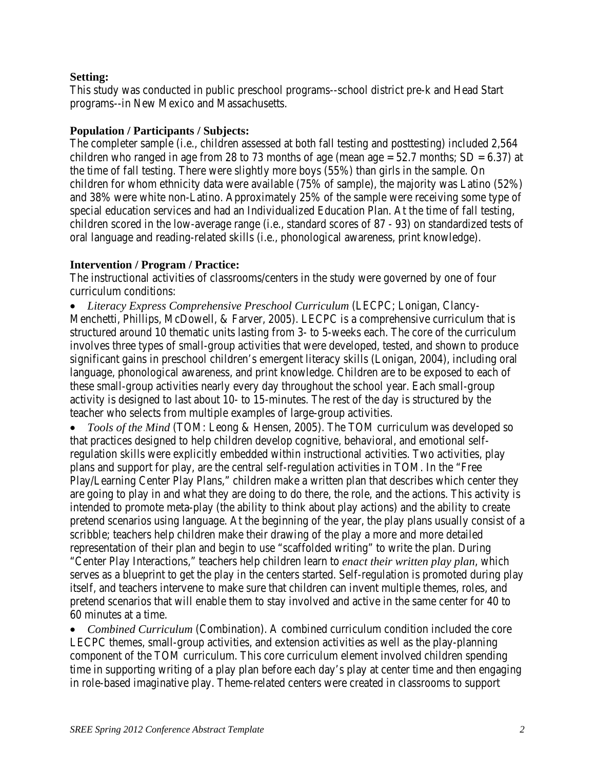**Setting:**

This study was conducted in public preschool programs--school district pre-k and Head Start programs--in New Mexico and Massachusetts.

**Population / Participants / Subjects:**

The completer sample (i.e., children assessed at both fall testing and posttesting) included 2,564 children who ranged in age from 28 to 73 months of age (mean age = 52.7 months; SD = 6.37) at the time of fall testing. There were slightly more boys (55%) than girls in the sample. On children for whom ethnicity data were available (75% of sample), the majority was Latino (52%) and 38% were white non-Latino. Approximately 25% of the sample were receiving some type of special education services and had an Individualized Education Plan. At the time of fall testing, children scored in the low-average range (i.e., standard scores of 87 - 93) on standardized tests of oral language and reading-related skills (i.e., phonological awareness, print knowledge).

**Intervention / Program / Practice:**

The instructional activities of classrooms/centers in the study were governed by one of four curriculum conditions:

- *Literacy Express Comprehensive Preschool Curriculum* (LECPC; Lonigan, Clancy-Menchetti, Phillips, McDowell, & Farver, 2005). LECPC is a comprehensive curriculum that is structured around 10 thematic units lasting from 3- to 5-weeks each. The core of the curriculum involves three types of small-group activities that were developed, tested, and shown to produce significant gains in preschool children's emergent literacy skills (Lonigan, 2004), including oral language, phonological awareness, and print knowledge. Children are to be exposed to each of these small-group activities nearly every day throughout the school year. Each small-group activity is designed to last about 10- to 15-minutes. The rest of the day is structured by the teacher who selects from multiple examples of large-group activities.
- *Tools of the Mind* (TOM: Leong & Hensen, 2005). The TOM curriculum was developed so that practices designed to help children develop cognitive, behavioral, and emotional self-regulation skills were explicitly embedded within instructional activities. Two activities, play plans and support for play, are the central self-regulation activities in TOM. In the "Free Play/Learning Center Play Plans," children make a written plan that describes which center they are going to play in and what they are doing to do there, the role, and the actions. This activity is intended to promote meta-play (the ability to think about play actions) and the ability to create pretend scenarios using language. At the beginning of the year, the play plans usually consist of a scribble; teachers help children make their drawing of the play a more and more detailed representation of their plan and begin to use "scaffolded writing" to write the plan. During "Center Play Interactions," teachers help children learn to *enact their written play plan*, which serves as a blueprint to get the play in the centers started. Self-regulation is promoted during play itself, and teachers intervene to make sure that children can invent multiple themes, roles, and pretend scenarios that will enable them to stay involved and active in the same center for 40 to 60 minutes at a time.
- *Combined Curriculum* (Combination). A combined curriculum condition included the core LECPC themes, small-group activities, and extension activities as well as the play-planning component of the TOM curriculum. This core curriculum element involved children spending time in supporting writing of a play plan before each day's play at center time and then engaging in role-based imaginative play. Theme-related centers were created in classrooms to support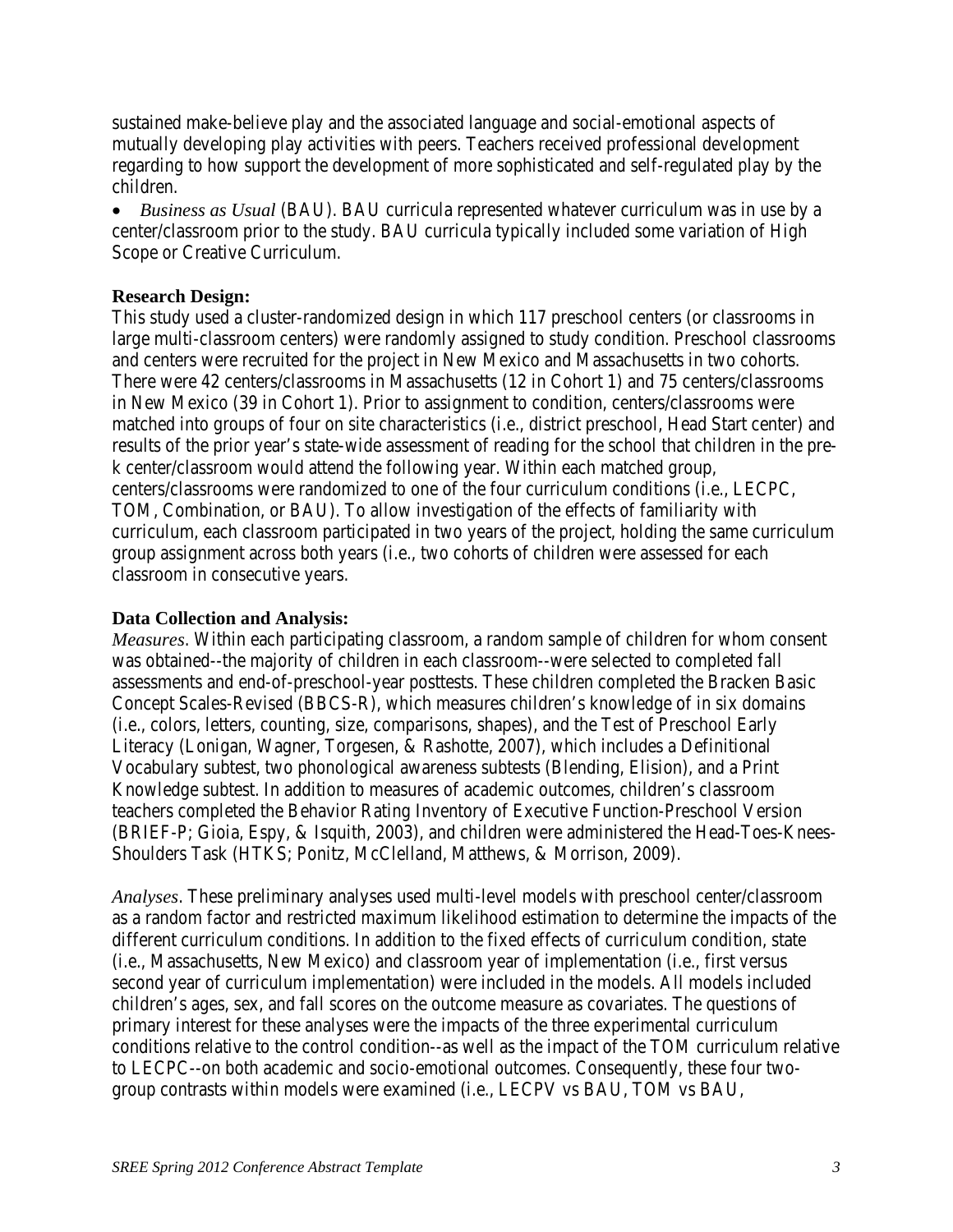sustained make-believe play and the associated language and social-emotional aspects of mutually developing play activities with peers. Teachers received professional development regarding to how support the development of more sophisticated and self-regulated play by the children.

- *Business as Usual* (BAU). BAU curricula represented whatever curriculum was in use by a center/classroom prior to the study. BAU curricula typically included some variation of High Scope or Creative Curriculum.

**Research Design:**

This study used a cluster-randomized design in which 117 preschool centers (or classrooms in large multi-classroom centers) were randomly assigned to study condition. Preschool classrooms and centers were recruited for the project in New Mexico and Massachusetts in two cohorts. There were 42 centers/classrooms in Massachusetts (12 in Cohort 1) and 75 centers/classrooms in New Mexico (39 in Cohort 1). Prior to assignment to condition, centers/classrooms were matched into groups of four on site characteristics (i.e., district preschool, Head Start center) and results of the prior year's state-wide assessment of reading for the school that children in the pre-k center/classroom would attend the following year. Within each matched group, centers/classrooms were randomized to one of the four curriculum conditions (i.e., LECPC, TOM, Combination, or BAU). To allow investigation of the effects of familiarity with curriculum, each classroom participated in two years of the project, holding the same curriculum group assignment across both years (i.e., two cohorts of children were assessed for each classroom in consecutive years.

**Data Collection and Analysis:**

*Measures*. Within each participating classroom, a random sample of children for whom consent was obtained--the majority of children in each classroom--were selected to completed fall assessments and end-of-preschool-year posttests. These children completed the Bracken Basic Concept Scales-Revised (BBCS-R), which measures children's knowledge of in six domains (i.e., colors, letters, counting, size, comparisons, shapes), and the Test of Preschool Early Literacy (Lonigan, Wagner, Torgesen, & Rashotte, 2007), which includes a Definitional Vocabulary subtest, two phonological awareness subtests (Blending, Elision), and a Print Knowledge subtest. In addition to measures of academic outcomes, children's classroom teachers completed the Behavior Rating Inventory of Executive Function-Preschool Version (BRIEF-P; Gioia, Espy, & Isquith, 2003), and children were administered the Head-Toes-Knees-Shoulders Task (HTKS; Ponitz, McClelland, Matthews, & Morrison, 2009).

*Analyses*. These preliminary analyses used multi-level models with preschool center/classroom as a random factor and restricted maximum likelihood estimation to determine the impacts of the different curriculum conditions. In addition to the fixed effects of curriculum condition, state (i.e., Massachusetts, New Mexico) and classroom year of implementation (i.e., first versus second year of curriculum implementation) were included in the models. All models included children's ages, sex, and fall scores on the outcome measure as covariates. The questions of primary interest for these analyses were the impacts of the three experimental curriculum conditions relative to the control condition--as well as the impact of the TOM curriculum relative to LECPC--on both academic and socio-emotional outcomes. Consequently, these four two-group contrasts within models were examined (i.e., LECPV vs BAU, TOM vs BAU,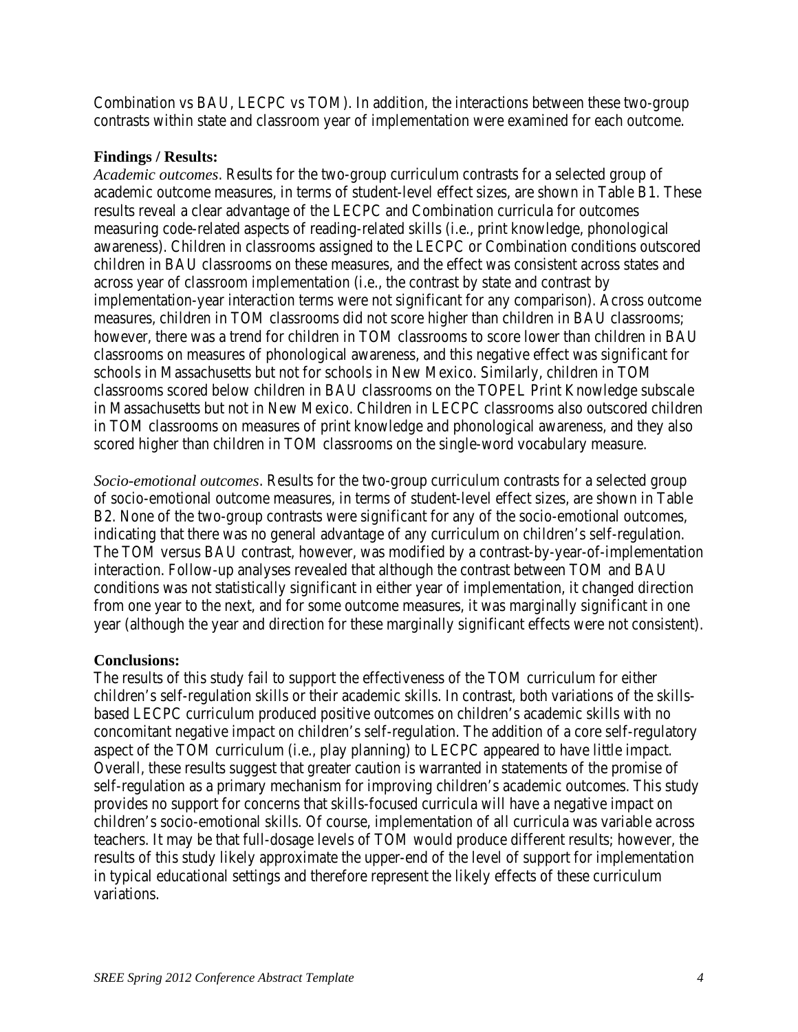Combination vs BAU, LECPC vs TOM). In addition, the interactions between these two-group contrasts within state and classroom year of implementation were examined for each outcome.

**Findings / Results:**

*Academic outcomes*. Results for the two-group curriculum contrasts for a selected group of academic outcome measures, in terms of student-level effect sizes, are shown in Table B1. These results reveal a clear advantage of the LECPC and Combination curricula for outcomes measuring code-related aspects of reading-related skills (i.e., print knowledge, phonological awareness). Children in classrooms assigned to the LECPC or Combination conditions outscored children in BAU classrooms on these measures, and the effect was consistent across states and across year of classroom implementation (i.e., the contrast by state and contrast by implementation-year interaction terms were not significant for any comparison). Across outcome measures, children in TOM classrooms did not score higher than children in BAU classrooms; however, there was a trend for children in TOM classrooms to score lower than children in BAU classrooms on measures of phonological awareness, and this negative effect was significant for schools in Massachusetts but not for schools in New Mexico. Similarly, children in TOM classrooms scored below children in BAU classrooms on the TOPEL Print Knowledge subscale in Massachusetts but not in New Mexico. Children in LECPC classrooms also outscored children in TOM classrooms on measures of print knowledge and phonological awareness, and they also scored higher than children in TOM classrooms on the single-word vocabulary measure.

*Socio-emotional outcomes*. Results for the two-group curriculum contrasts for a selected group of socio-emotional outcome measures, in terms of student-level effect sizes, are shown in Table B2. None of the two-group contrasts were significant for any of the socio-emotional outcomes, indicating that there was no general advantage of any curriculum on children's self-regulation. The TOM versus BAU contrast, however, was modified by a contrast-by-year-of-implementation interaction. Follow-up analyses revealed that although the contrast between TOM and BAU conditions was not statistically significant in either year of implementation, it changed direction from one year to the next, and for some outcome measures, it was marginally significant in one year (although the year and direction for these marginally significant effects were not consistent).

**Conclusions:**

The results of this study fail to support the effectiveness of the TOM curriculum for either children's self-regulation skills or their academic skills. In contrast, both variations of the skills-based LECPC curriculum produced positive outcomes on children's academic skills with no concomitant negative impact on children's self-regulation. The addition of a core self-regulatory aspect of the TOM curriculum (i.e., play planning) to LECPC appeared to have little impact. Overall, these results suggest that greater caution is warranted in statements of the promise of self-regulation as a primary mechanism for improving children's academic outcomes. This study provides no support for concerns that skills-focused curricula will have a negative impact on children's socio-emotional skills. Of course, implementation of all curricula was variable across teachers. It may be that full-dosage levels of TOM would produce different results; however, the results of this study likely approximate the upper-end of the level of support for implementation in typical educational settings and therefore represent the likely effects of these curriculum variations.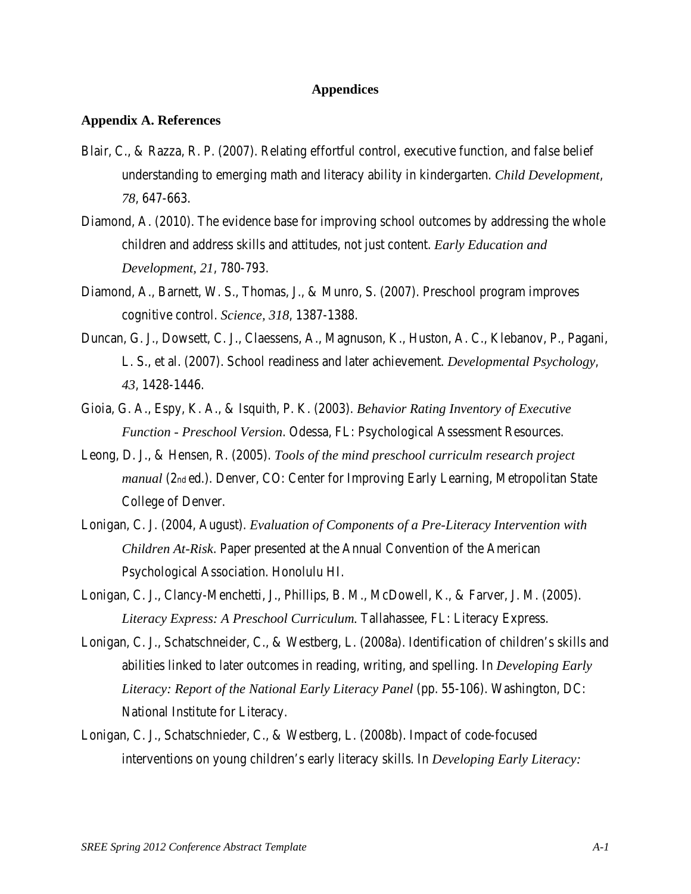# Appendices

## Appendix A. References

Blair, C., & Razza, R. P. (2007). Relating effortful control, executive function, and false belief understanding to emerging math and literacy ability in kindergarten. *Child Development*, *78*, 647-663.

Diamond, A. (2010). The evidence base for improving school outcomes by addressing the whole children and address skills and attitudes, not just content. *Early Education and Development*, *21*, 780-793.

Diamond, A., Barnett, W. S., Thomas, J., & Munro, S. (2007). Preschool program improves cognitive control. *Science*, *318*, 1387-1388.

Duncan, G. J., Dowsett, C. J., Claessens, A., Magnuson, K., Huston, A. C., Klebanov, P., Pagani, L. S., et al. (2007). School readiness and later achievement. *Developmental Psychology*, *43*, 1428-1446.

Gioia, G. A., Espy, K. A., & Isquith, P. K. (2003). *Behavior Rating Inventory of Executive Function - Preschool Version*. Odessa, FL: Psychological Assessment Resources.

Leong, D. J., & Hensen, R. (2005). *Tools of the mind preschool curriculm research project manual* (2nd ed.). Denver, CO: Center for Improving Early Learning, Metropolitan State College of Denver.

Lonigan, C. J. (2004, August). *Evaluation of Components of a Pre-Literacy Intervention with Children At-Risk*. Paper presented at the Annual Convention of the American Psychological Association. Honolulu HI.

Lonigan, C. J., Clancy-Menchetti, J., Phillips, B. M., McDowell, K., & Farver, J. M. (2005). *Literacy Express: A Preschool Curriculum*. Tallahassee, FL: Literacy Express.

Lonigan, C. J., Schatschneider, C., & Westberg, L. (2008a). Identification of children's skills and abilities linked to later outcomes in reading, writing, and spelling. In *Developing Early Literacy: Report of the National Early Literacy Panel* (pp. 55-106). Washington, DC: National Institute for Literacy.

Lonigan, C. J., Schatschnieder, C., & Westberg, L. (2008b). Impact of code-focused interventions on young children's early literacy skills. In *Developing Early Literacy:*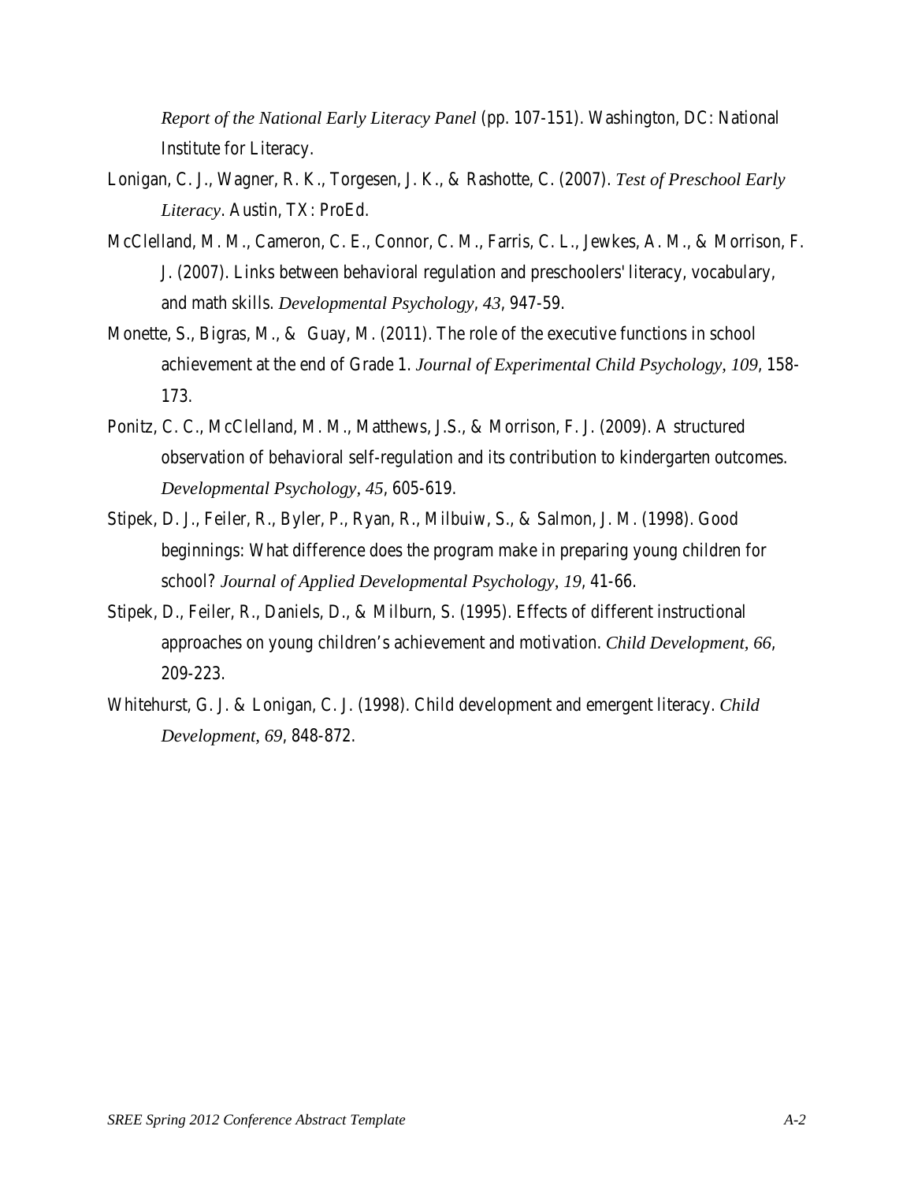*Report of the National Early Literacy Panel* (pp. 107-151). Washington, DC: National Institute for Literacy.

Lonigan, C. J., Wagner, R. K., Torgesen, J. K., & Rashotte, C. (2007). *Test of Preschool Early Literacy*. Austin, TX: ProEd.

McClelland, M. M., Cameron, C. E., Connor, C. M., Farris, C. L., Jewkes, A. M., & Morrison, F. J. (2007). Links between behavioral regulation and preschoolers' literacy, vocabulary, and math skills. *Developmental Psychology*, *43*, 947-59.

Monette, S., Bigras, M., & Guay, M. (2011). The role of the executive functions in school achievement at the end of Grade 1. *Journal of Experimental Child Psychology*, *109*, 158-173.

Ponitz, C. C., McClelland, M. M., Matthews, J.S., & Morrison, F. J. (2009). A structured observation of behavioral self-regulation and its contribution to kindergarten outcomes. *Developmental Psychology*, *45*, 605-619.

Stipek, D. J., Feiler, R., Byler, P., Ryan, R., Milbuiw, S., & Salmon, J. M. (1998). Good beginnings: What difference does the program make in preparing young children for school? *Journal of Applied Developmental Psychology*, *19*, 41-66.

Stipek, D., Feiler, R., Daniels, D., & Milburn, S. (1995). Effects of different instructional approaches on young children's achievement and motivation. *Child Development*, *66*, 209-223.

Whitehurst, G. J. & Lonigan, C. J. (1998). Child development and emergent literacy. *Child Development*, *69*, 848-872.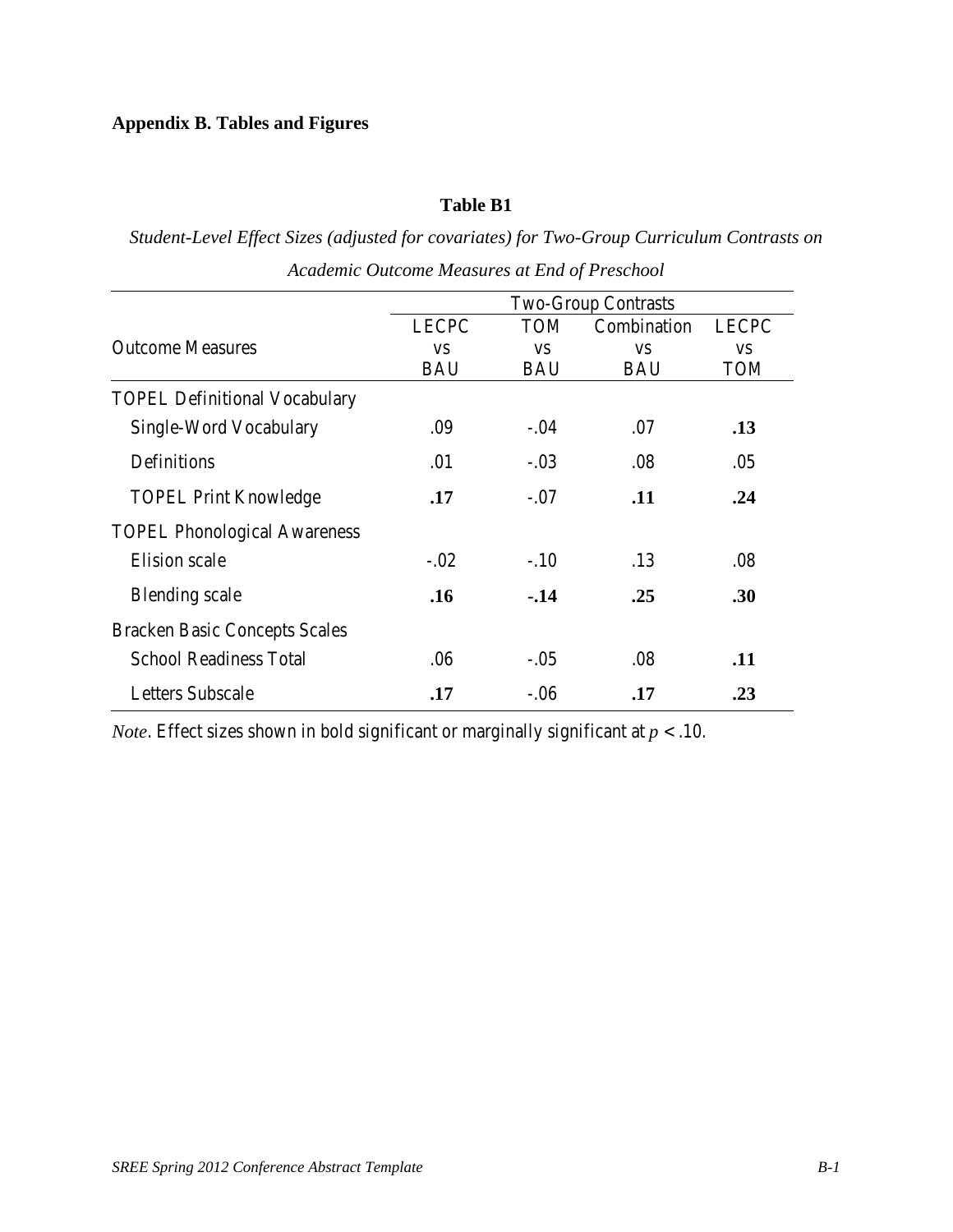## Appendix B. Tables and Figures

**Table B1**

*Student-Level Effect Sizes (adjusted for covariates) for Two-Group Curriculum Contrasts on Academic Outcome Measures at End of Preschool*

| Outcome Measures | Two-Group Contrasts | | | |
|---|---|---|---|---|
| | LECPC vs BAU | TOM vs BAU | Combination vs BAU | LECPC vs TOM |
| TOPEL Definitional Vocabulary | | | | |
| Single-Word Vocabulary | .09 | -.04 | .07 | **.13** |
| Definitions | .01 | -.03 | .08 | .05 |
| TOPEL Print Knowledge | **.17** | -.07 | **.11** | **.24** |
| TOPEL Phonological Awareness | | | | |
| Elision scale | -.02 | -.10 | .13 | .08 |
| Blending scale | **.16** | **-.14** | **.25** | **.30** |
| Bracken Basic Concepts Scales | | | | |
| School Readiness Total | .06 | -.05 | .08 | **.11** |
| Letters Subscale | **.17** | -.06 | **.17** | **.23** |

*Note*. Effect sizes shown in bold significant or marginally significant at $p < .10$.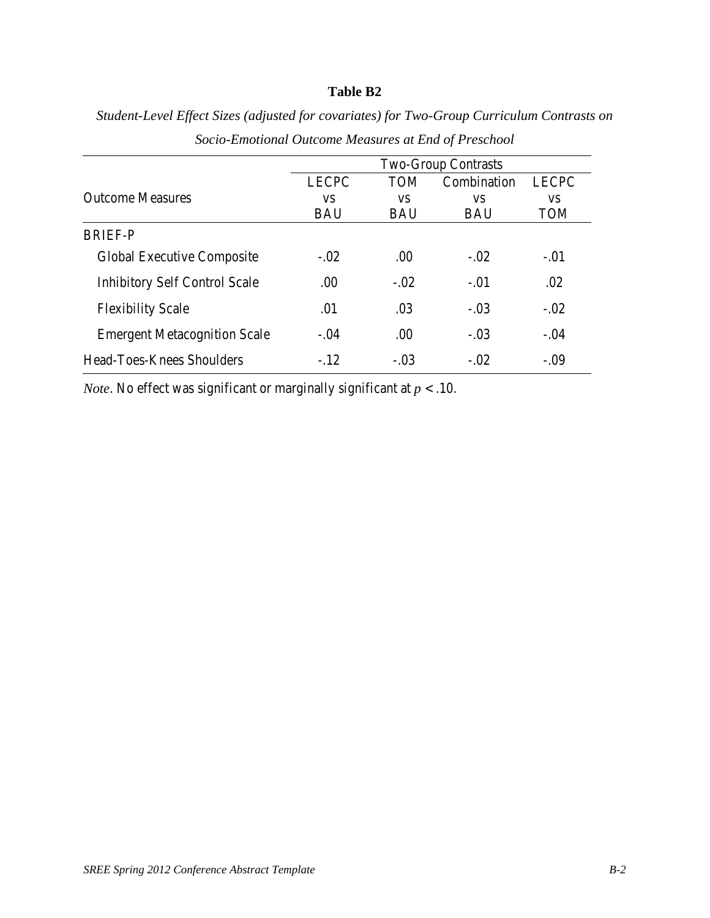**Table B2**

*Student-Level Effect Sizes (adjusted for covariates) for Two-Group Curriculum Contrasts on Socio-Emotional Outcome Measures at End of Preschool*

| Outcome Measures | Two-Group Contrasts | | | |
|---|---|---|---|---|
| | LECPC vs BAU | TOM vs BAU | Combination vs BAU | LECPC vs TOM |
| BRIEF-P | | | | |
| Global Executive Composite | -.02 | .00 | -.02 | -.01 |
| Inhibitory Self Control Scale | .00 | -.02 | -.01 | .02 |
| Flexibility Scale | .01 | .03 | -.03 | -.02 |
| Emergent Metacognition Scale | -.04 | .00 | -.03 | -.04 |
| Head-Toes-Knees Shoulders | -.12 | -.03 | -.02 | -.09 |

*Note*. No effect was significant or marginally significant at $p < .10$.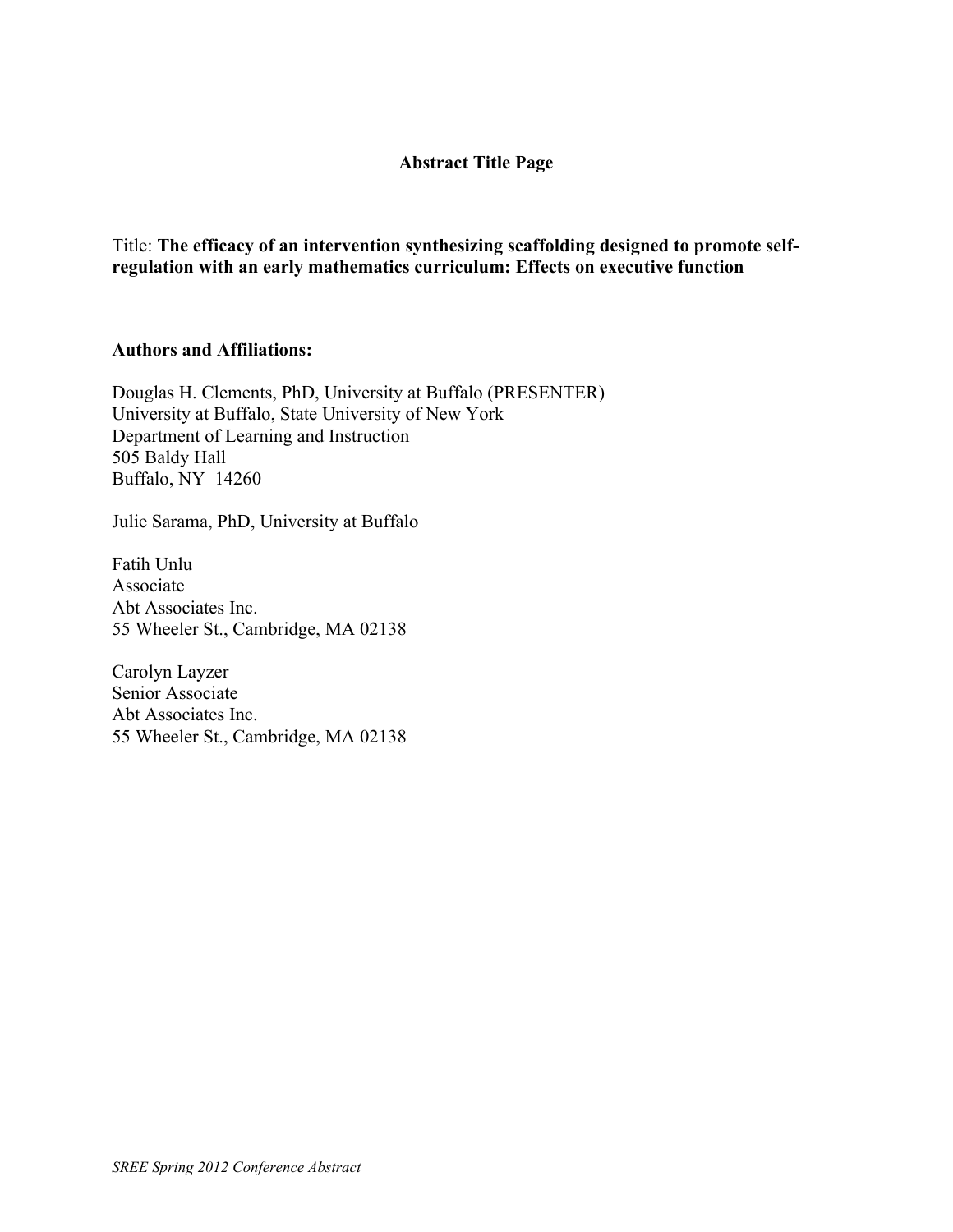**Abstract Title Page**

Title: **The efficacy of an intervention synthesizing scaffolding designed to promote self-regulation with an early mathematics curriculum: Effects on executive function**

**Authors and Affiliations:**

Douglas H. Clements, PhD, University at Buffalo (PRESENTER)
University at Buffalo, State University of New York
Department of Learning and Instruction
505 Baldy Hall
Buffalo, NY 14260

Julie Sarama, PhD, University at Buffalo

Fatih Unlu
Associate
Abt Associates Inc.
55 Wheeler St., Cambridge, MA 02138

Carolyn Layzer
Senior Associate
Abt Associates Inc.
55 Wheeler St., Cambridge, MA 02138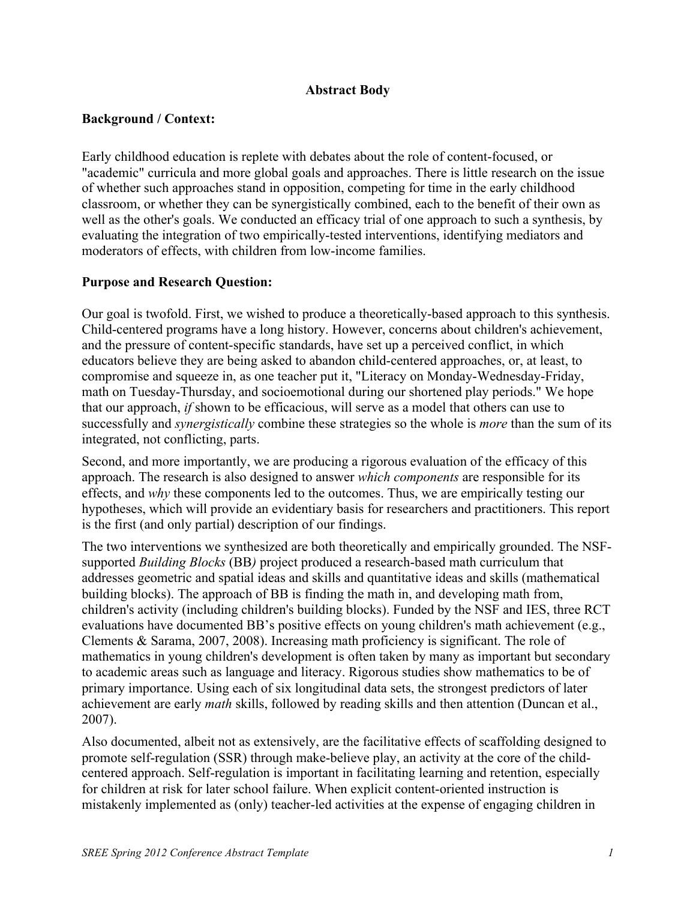**Abstract Body**

**Background / Context:**

Early childhood education is replete with debates about the role of content-focused, or "academic" curricula and more global goals and approaches. There is little research on the issue of whether such approaches stand in opposition, competing for time in the early childhood classroom, or whether they can be synergistically combined, each to the benefit of their own as well as the other's goals. We conducted an efficacy trial of one approach to such a synthesis, by evaluating the integration of two empirically-tested interventions, identifying mediators and moderators of effects, with children from low-income families.

**Purpose and Research Question:**

Our goal is twofold. First, we wished to produce a theoretically-based approach to this synthesis. Child-centered programs have a long history. However, concerns about children's achievement, and the pressure of content-specific standards, have set up a perceived conflict, in which educators believe they are being asked to abandon child-centered approaches, or, at least, to compromise and squeeze in, as one teacher put it, "Literacy on Monday-Wednesday-Friday, math on Tuesday-Thursday, and socioemotional during our shortened play periods." We hope that our approach, *if* shown to be efficacious, will serve as a model that others can use to successfully and *synergistically* combine these strategies so the whole is *more* than the sum of its integrated, not conflicting, parts.

Second, and more importantly, we are producing a rigorous evaluation of the efficacy of this approach. The research is also designed to answer *which components* are responsible for its effects, and *why* these components led to the outcomes. Thus, we are empirically testing our hypotheses, which will provide an evidentiary basis for researchers and practitioners. This report is the first (and only partial) description of our findings.

The two interventions we synthesized are both theoretically and empirically grounded. The NSF-supported *Building Blocks* (BB*)* project produced a research-based math curriculum that addresses geometric and spatial ideas and skills and quantitative ideas and skills (mathematical building blocks). The approach of BB is finding the math in, and developing math from, children's activity (including children's building blocks). Funded by the NSF and IES, three RCT evaluations have documented BB's positive effects on young children's math achievement (e.g., Clements & Sarama, 2007, 2008). Increasing math proficiency is significant. The role of mathematics in young children's development is often taken by many as important but secondary to academic areas such as language and literacy. Rigorous studies show mathematics to be of primary importance. Using each of six longitudinal data sets, the strongest predictors of later achievement are early *math* skills, followed by reading skills and then attention (Duncan et al., 2007).

Also documented, albeit not as extensively, are the facilitative effects of scaffolding designed to promote self-regulation (SSR) through make-believe play, an activity at the core of the child-centered approach. Self-regulation is important in facilitating learning and retention, especially for children at risk for later school failure. When explicit content-oriented instruction is mistakenly implemented as (only) teacher-led activities at the expense of engaging children in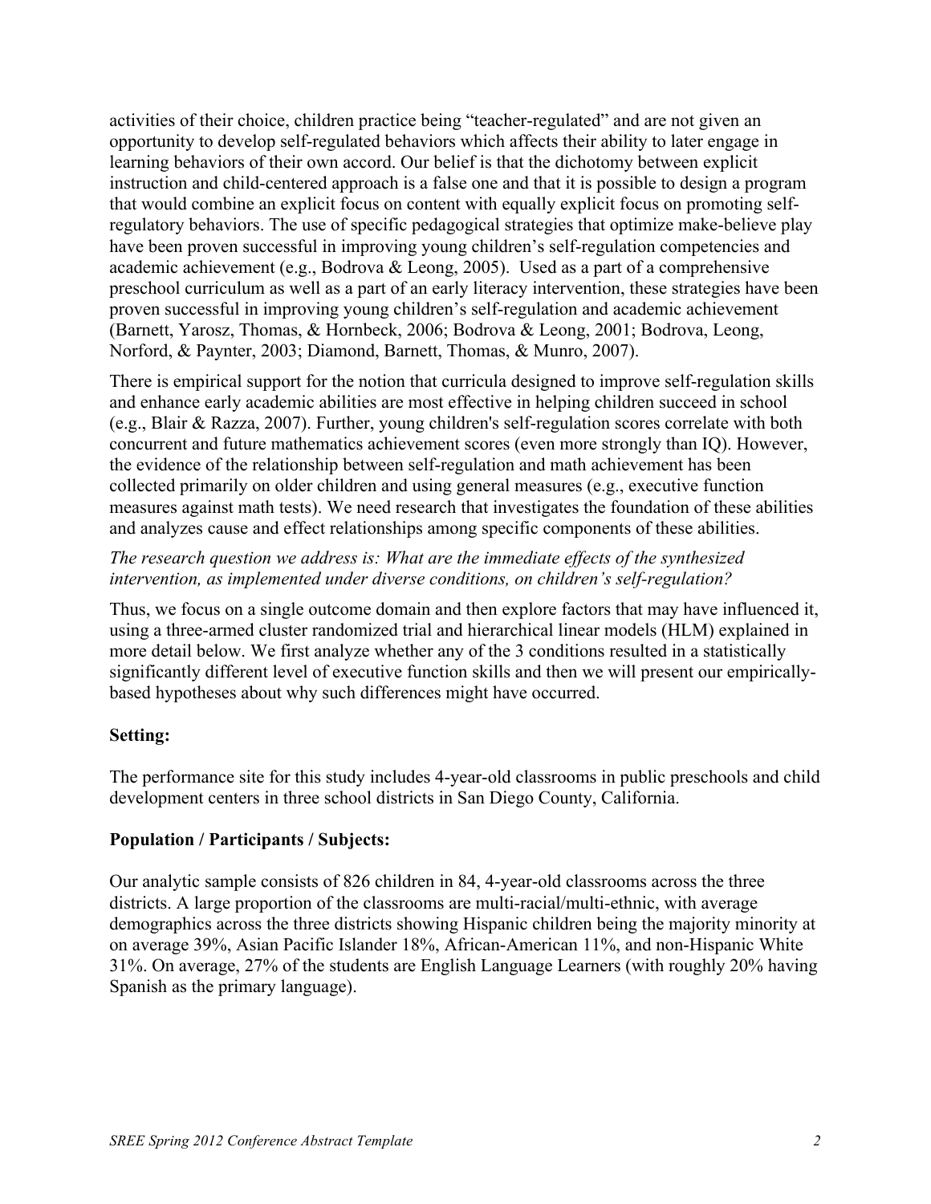activities of their choice, children practice being "teacher-regulated" and are not given an opportunity to develop self-regulated behaviors which affects their ability to later engage in learning behaviors of their own accord. Our belief is that the dichotomy between explicit instruction and child-centered approach is a false one and that it is possible to design a program that would combine an explicit focus on content with equally explicit focus on promoting self-regulatory behaviors. The use of specific pedagogical strategies that optimize make-believe play have been proven successful in improving young children's self-regulation competencies and academic achievement (e.g., Bodrova & Leong, 2005). Used as a part of a comprehensive preschool curriculum as well as a part of an early literacy intervention, these strategies have been proven successful in improving young children's self-regulation and academic achievement (Barnett, Yarosz, Thomas, & Hornbeck, 2006; Bodrova & Leong, 2001; Bodrova, Leong, Norford, & Paynter, 2003; Diamond, Barnett, Thomas, & Munro, 2007).

There is empirical support for the notion that curricula designed to improve self-regulation skills and enhance early academic abilities are most effective in helping children succeed in school (e.g., Blair & Razza, 2007). Further, young children's self-regulation scores correlate with both concurrent and future mathematics achievement scores (even more strongly than IQ). However, the evidence of the relationship between self-regulation and math achievement has been collected primarily on older children and using general measures (e.g., executive function measures against math tests). We need research that investigates the foundation of these abilities and analyzes cause and effect relationships among specific components of these abilities.

*The research question we address is: What are the immediate effects of the synthesized intervention, as implemented under diverse conditions, on children's self-regulation?*

Thus, we focus on a single outcome domain and then explore factors that may have influenced it, using a three-armed cluster randomized trial and hierarchical linear models (HLM) explained in more detail below. We first analyze whether any of the 3 conditions resulted in a statistically significantly different level of executive function skills and then we will present our empirically-based hypotheses about why such differences might have occurred.

**Setting:**

The performance site for this study includes 4-year-old classrooms in public preschools and child development centers in three school districts in San Diego County, California.

**Population / Participants / Subjects:**

Our analytic sample consists of 826 children in 84, 4-year-old classrooms across the three districts. A large proportion of the classrooms are multi-racial/multi-ethnic, with average demographics across the three districts showing Hispanic children being the majority minority at on average 39%, Asian Pacific Islander 18%, African-American 11%, and non-Hispanic White 31%. On average, 27% of the students are English Language Learners (with roughly 20% having Spanish as the primary language).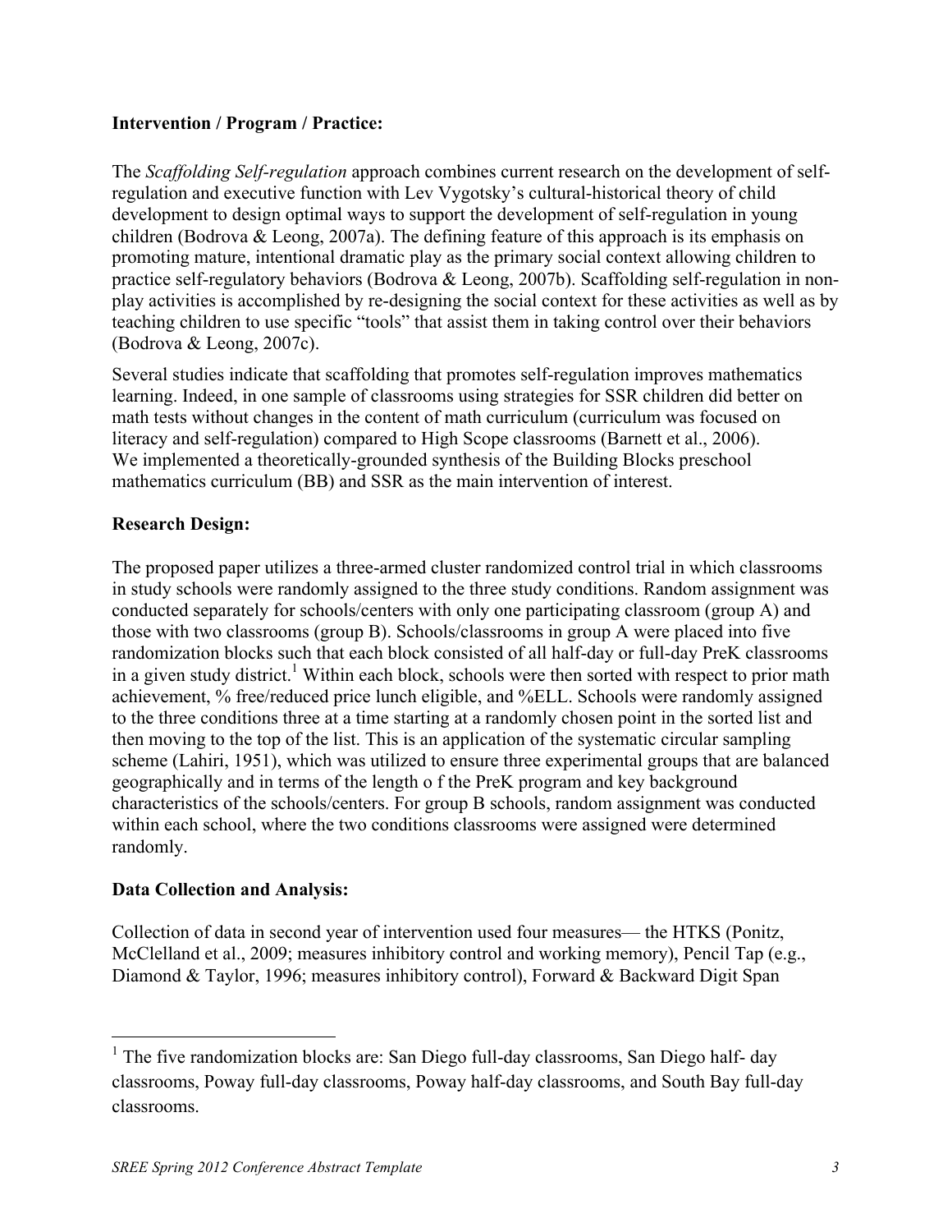**Intervention / Program / Practice:**

The *Scaffolding Self-regulation* approach combines current research on the development of self-regulation and executive function with Lev Vygotsky's cultural-historical theory of child development to design optimal ways to support the development of self-regulation in young children (Bodrova & Leong, 2007a). The defining feature of this approach is its emphasis on promoting mature, intentional dramatic play as the primary social context allowing children to practice self-regulatory behaviors (Bodrova & Leong, 2007b). Scaffolding self-regulation in non-play activities is accomplished by re-designing the social context for these activities as well as by teaching children to use specific "tools" that assist them in taking control over their behaviors (Bodrova & Leong, 2007c).

Several studies indicate that scaffolding that promotes self-regulation improves mathematics learning. Indeed, in one sample of classrooms using strategies for SSR children did better on math tests without changes in the content of math curriculum (curriculum was focused on literacy and self-regulation) compared to High Scope classrooms (Barnett et al., 2006). We implemented a theoretically-grounded synthesis of the Building Blocks preschool mathematics curriculum (BB) and SSR as the main intervention of interest.

**Research Design:**

The proposed paper utilizes a three-armed cluster randomized control trial in which classrooms in study schools were randomly assigned to the three study conditions. Random assignment was conducted separately for schools/centers with only one participating classroom (group A) and those with two classrooms (group B). Schools/classrooms in group A were placed into five randomization blocks such that each block consisted of all half-day or full-day PreK classrooms in a given study district.[1] Within each block, schools were then sorted with respect to prior math achievement, % free/reduced price lunch eligible, and %ELL. Schools were randomly assigned to the three conditions three at a time starting at a randomly chosen point in the sorted list and then moving to the top of the list. This is an application of the systematic circular sampling scheme (Lahiri, 1951), which was utilized to ensure three experimental groups that are balanced geographically and in terms of the length o f the PreK program and key background characteristics of the schools/centers. For group B schools, random assignment was conducted within each school, where the two conditions classrooms were assigned were determined randomly.

**Data Collection and Analysis:**

Collection of data in second year of intervention used four measures— the HTKS (Ponitz, McClelland et al., 2009; measures inhibitory control and working memory), Pencil Tap (e.g., Diamond & Taylor, 1996; measures inhibitory control), Forward & Backward Digit Span

---

[1] The five randomization blocks are: San Diego full-day classrooms, San Diego half- day classrooms, Poway full-day classrooms, Poway half-day classrooms, and South Bay full-day classrooms.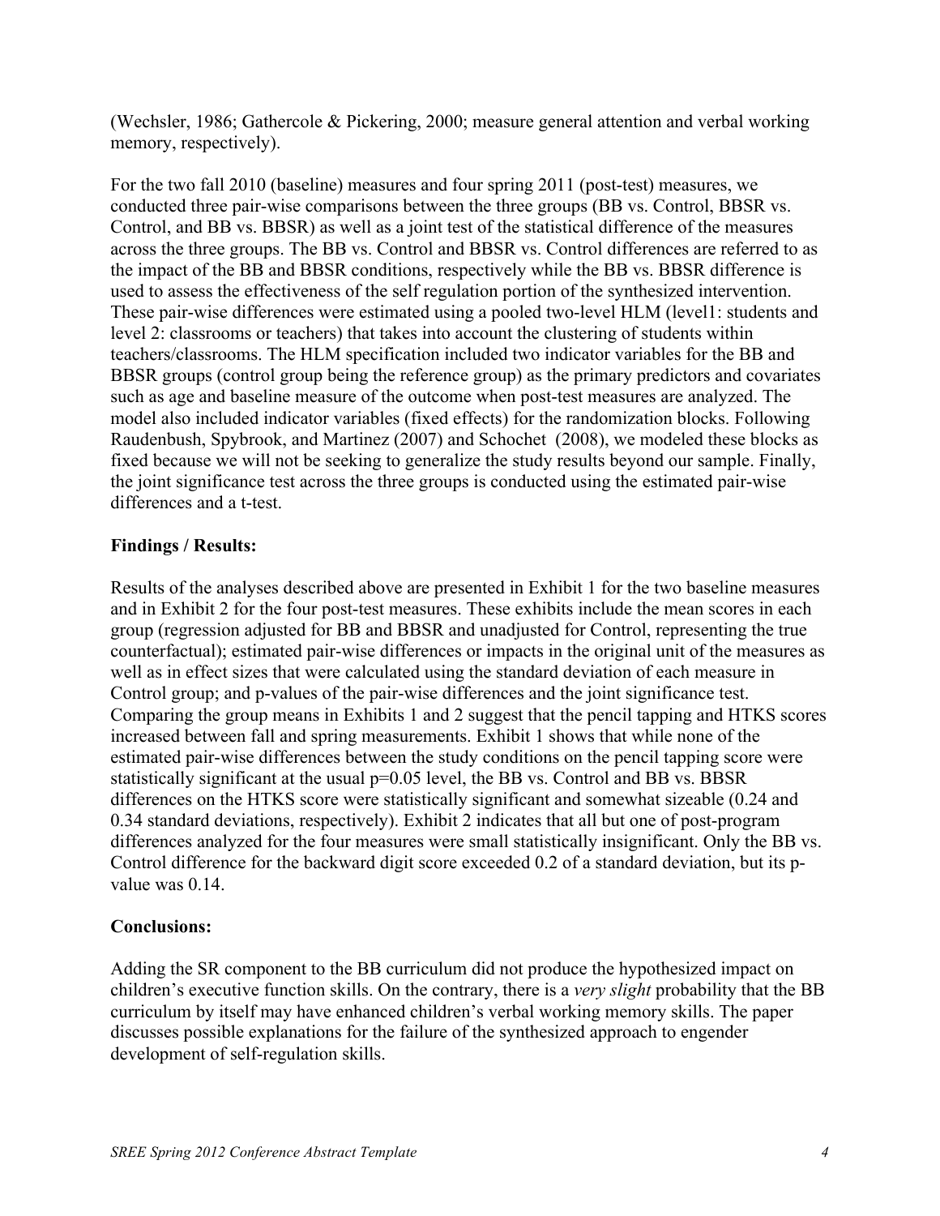(Wechsler, 1986; Gathercole & Pickering, 2000; measure general attention and verbal working memory, respectively).

For the two fall 2010 (baseline) measures and four spring 2011 (post-test) measures, we conducted three pair-wise comparisons between the three groups (BB vs. Control, BBSR vs. Control, and BB vs. BBSR) as well as a joint test of the statistical difference of the measures across the three groups. The BB vs. Control and BBSR vs. Control differences are referred to as the impact of the BB and BBSR conditions, respectively while the BB vs. BBSR difference is used to assess the effectiveness of the self regulation portion of the synthesized intervention. These pair-wise differences were estimated using a pooled two-level HLM (level1: students and level 2: classrooms or teachers) that takes into account the clustering of students within teachers/classrooms. The HLM specification included two indicator variables for the BB and BBSR groups (control group being the reference group) as the primary predictors and covariates such as age and baseline measure of the outcome when post-test measures are analyzed. The model also included indicator variables (fixed effects) for the randomization blocks. Following Raudenbush, Spybrook, and Martinez (2007) and Schochet (2008), we modeled these blocks as fixed because we will not be seeking to generalize the study results beyond our sample. Finally, the joint significance test across the three groups is conducted using the estimated pair-wise differences and a t-test.

**Findings / Results:**

Results of the analyses described above are presented in Exhibit 1 for the two baseline measures and in Exhibit 2 for the four post-test measures. These exhibits include the mean scores in each group (regression adjusted for BB and BBSR and unadjusted for Control, representing the true counterfactual); estimated pair-wise differences or impacts in the original unit of the measures as well as in effect sizes that were calculated using the standard deviation of each measure in Control group; and p-values of the pair-wise differences and the joint significance test. Comparing the group means in Exhibits 1 and 2 suggest that the pencil tapping and HTKS scores increased between fall and spring measurements. Exhibit 1 shows that while none of the estimated pair-wise differences between the study conditions on the pencil tapping score were statistically significant at the usual p=0.05 level, the BB vs. Control and BB vs. BBSR differences on the HTKS score were statistically significant and somewhat sizeable (0.24 and 0.34 standard deviations, respectively). Exhibit 2 indicates that all but one of post-program differences analyzed for the four measures were small statistically insignificant. Only the BB vs. Control difference for the backward digit score exceeded 0.2 of a standard deviation, but its p-value was 0.14.

**Conclusions:**

Adding the SR component to the BB curriculum did not produce the hypothesized impact on children's executive function skills. On the contrary, there is a *very slight* probability that the BB curriculum by itself may have enhanced children's verbal working memory skills. The paper discusses possible explanations for the failure of the synthesized approach to engender development of self-regulation skills.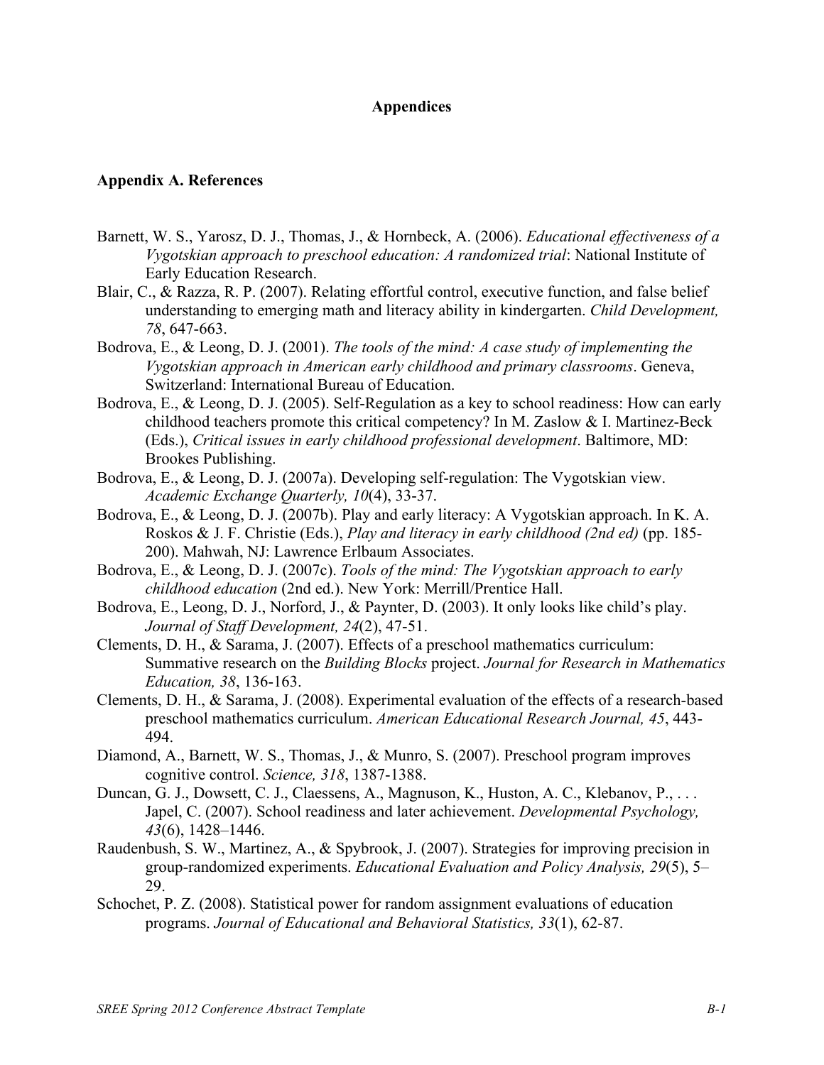# Appendices

## Appendix A. References

Barnett, W. S., Yarosz, D. J., Thomas, J., & Hornbeck, A. (2006). *Educational effectiveness of a Vygotskian approach to preschool education: A randomized trial*: National Institute of Early Education Research.

Blair, C., & Razza, R. P. (2007). Relating effortful control, executive function, and false belief understanding to emerging math and literacy ability in kindergarten. *Child Development, 78*, 647-663.

Bodrova, E., & Leong, D. J. (2001). *The tools of the mind: A case study of implementing the Vygotskian approach in American early childhood and primary classrooms*. Geneva, Switzerland: International Bureau of Education.

Bodrova, E., & Leong, D. J. (2005). Self-Regulation as a key to school readiness: How can early childhood teachers promote this critical competency? In M. Zaslow & I. Martinez-Beck (Eds.), *Critical issues in early childhood professional development*. Baltimore, MD: Brookes Publishing.

Bodrova, E., & Leong, D. J. (2007a). Developing self-regulation: The Vygotskian view. *Academic Exchange Quarterly, 10*(4), 33-37.

Bodrova, E., & Leong, D. J. (2007b). Play and early literacy: A Vygotskian approach. In K. A. Roskos & J. F. Christie (Eds.), *Play and literacy in early childhood (2nd ed)* (pp. 185-200). Mahwah, NJ: Lawrence Erlbaum Associates.

Bodrova, E., & Leong, D. J. (2007c). *Tools of the mind: The Vygotskian approach to early childhood education* (2nd ed.). New York: Merrill/Prentice Hall.

Bodrova, E., Leong, D. J., Norford, J., & Paynter, D. (2003). It only looks like child's play. *Journal of Staff Development, 24*(2), 47-51.

Clements, D. H., & Sarama, J. (2007). Effects of a preschool mathematics curriculum: Summative research on the *Building Blocks* project. *Journal for Research in Mathematics Education, 38*, 136-163.

Clements, D. H., & Sarama, J. (2008). Experimental evaluation of the effects of a research-based preschool mathematics curriculum. *American Educational Research Journal, 45*, 443-494.

Diamond, A., Barnett, W. S., Thomas, J., & Munro, S. (2007). Preschool program improves cognitive control. *Science, 318*, 1387-1388.

Duncan, G. J., Dowsett, C. J., Claessens, A., Magnuson, K., Huston, A. C., Klebanov, P., . . . Japel, C. (2007). School readiness and later achievement. *Developmental Psychology, 43*(6), 1428–1446.

Raudenbush, S. W., Martinez, A., & Spybrook, J. (2007). Strategies for improving precision in group-randomized experiments. *Educational Evaluation and Policy Analysis, 29*(5), 5–29.

Schochet, P. Z. (2008). Statistical power for random assignment evaluations of education programs. *Journal of Educational and Behavioral Statistics, 33*(1), 62-87.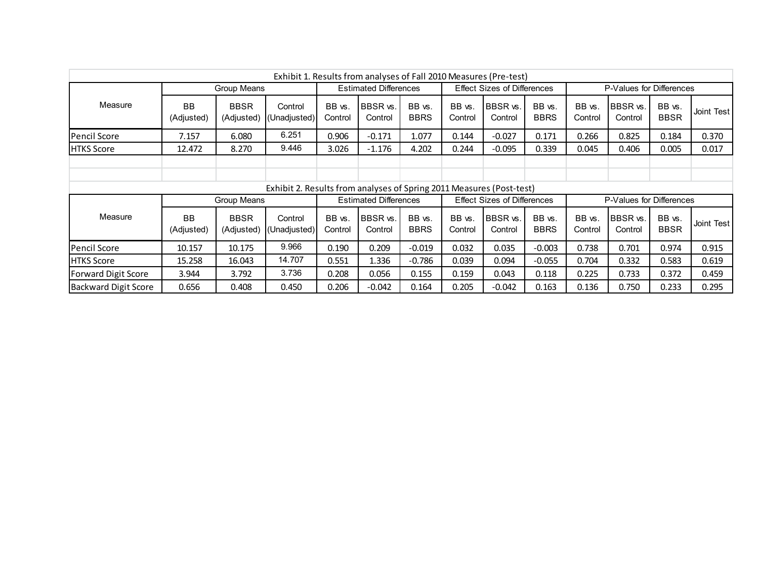Exhibit 1. Results from analyses of Fall 2010 Measures (Pre-test)

| Measure | Group Means | | | Estimated Differences | | | Effect Sizes of Differences | | | P-Values for Differences | | | |
|---|---|---|---|---|---|---|---|---|---|---|---|---|---|
| | BB (Adjusted) | BBSR (Adjusted) | Control (Unadjusted) | BB vs. Control | BBSR vs. Control | BB vs. BBRS | BB vs. Control | BBSR vs. Control | BB vs. BBRS | BB vs. Control | BBSR vs. Control | BB vs. BBSR | Joint Test |
| Pencil Score | 7.157 | 6.080 | 6.251 | 0.906 | -0.171 | 1.077 | 0.144 | -0.027 | 0.171 | 0.266 | 0.825 | 0.184 | 0.370 |
| HTKS Score | 12.472 | 8.270 | 9.446 | 3.026 | -1.176 | 4.202 | 0.244 | -0.095 | 0.339 | 0.045 | 0.406 | 0.005 | 0.017 |

Exhibit 2. Results from analyses of Spring 2011 Measures (Post-test)

| Measure | Group Means | | | Estimated Differences | | | Effect Sizes of Differences | | | P-Values for Differences | | | |
|---|---|---|---|---|---|---|---|---|---|---|---|---|---|
| | BB (Adjusted) | BBSR (Adjusted) | Control (Unadjusted) | BB vs. Control | BBSR vs. Control | BB vs. BBRS | BB vs. Control | BBSR vs. Control | BB vs. BBRS | BB vs. Control | BBSR vs. Control | BB vs. BBSR | Joint Test |
| Pencil Score | 10.157 | 10.175 | 9.966 | 0.190 | 0.209 | -0.019 | 0.032 | 0.035 | -0.003 | 0.738 | 0.701 | 0.974 | 0.915 |
| HTKS Score | 15.258 | 16.043 | 14.707 | 0.551 | 1.336 | -0.786 | 0.039 | 0.094 | -0.055 | 0.704 | 0.332 | 0.583 | 0.619 |
| Forward Digit Score | 3.944 | 3.792 | 3.736 | 0.208 | 0.056 | 0.155 | 0.159 | 0.043 | 0.118 | 0.225 | 0.733 | 0.372 | 0.459 |
| Backward Digit Score | 0.656 | 0.408 | 0.450 | 0.206 | -0.042 | 0.164 | 0.205 | -0.042 | 0.163 | 0.136 | 0.750 | 0.233 | 0.295 |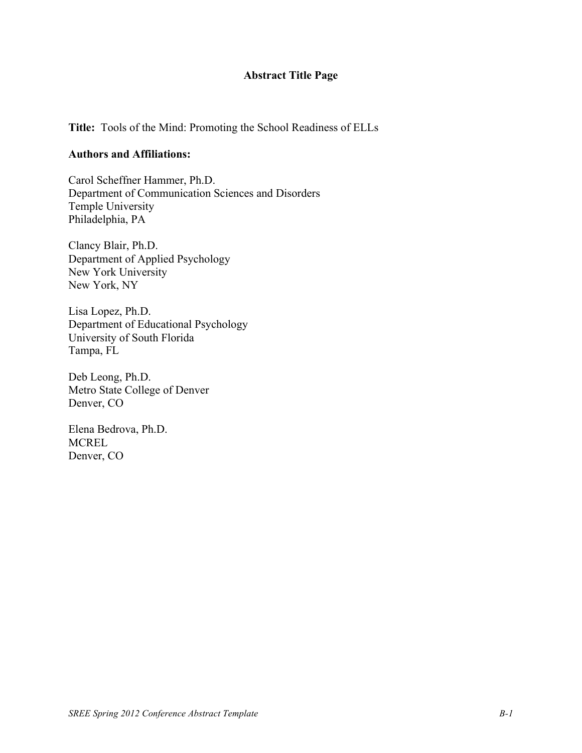# Abstract Title Page

**Title:** Tools of the Mind: Promoting the School Readiness of ELLs

**Authors and Affiliations:**

Carol Scheffner Hammer, Ph.D.
Department of Communication Sciences and Disorders
Temple University
Philadelphia, PA

Clancy Blair, Ph.D.
Department of Applied Psychology
New York University
New York, NY

Lisa Lopez, Ph.D.
Department of Educational Psychology
University of South Florida
Tampa, FL

Deb Leong, Ph.D.
Metro State College of Denver
Denver, CO

Elena Bedrova, Ph.D.
MCREL
Denver, CO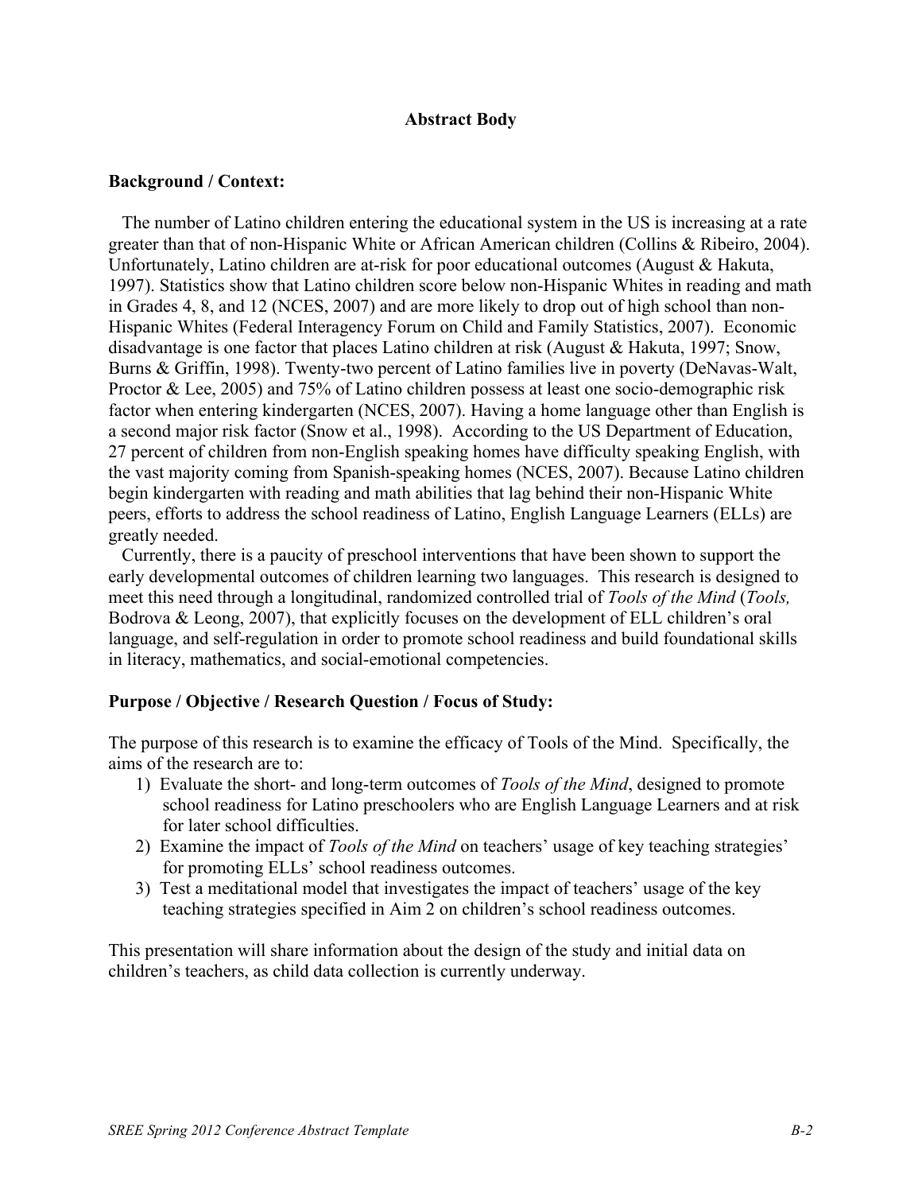**Abstract Body**

**Background / Context:**

The number of Latino children entering the educational system in the US is increasing at a rate greater than that of non-Hispanic White or African American children (Collins & Ribeiro, 2004). Unfortunately, Latino children are at-risk for poor educational outcomes (August & Hakuta, 1997). Statistics show that Latino children score below non-Hispanic Whites in reading and math in Grades 4, 8, and 12 (NCES, 2007) and are more likely to drop out of high school than non-Hispanic Whites (Federal Interagency Forum on Child and Family Statistics, 2007). Economic disadvantage is one factor that places Latino children at risk (August & Hakuta, 1997; Snow, Burns & Griffin, 1998). Twenty-two percent of Latino families live in poverty (DeNavas-Walt, Proctor & Lee, 2005) and 75% of Latino children possess at least one socio-demographic risk factor when entering kindergarten (NCES, 2007). Having a home language other than English is a second major risk factor (Snow et al., 1998). According to the US Department of Education, 27 percent of children from non-English speaking homes have difficulty speaking English, with the vast majority coming from Spanish-speaking homes (NCES, 2007). Because Latino children begin kindergarten with reading and math abilities that lag behind their non-Hispanic White peers, efforts to address the school readiness of Latino, English Language Learners (ELLs) are greatly needed.

Currently, there is a paucity of preschool interventions that have been shown to support the early developmental outcomes of children learning two languages. This research is designed to meet this need through a longitudinal, randomized controlled trial of *Tools of the Mind* (*Tools,* Bodrova & Leong, 2007), that explicitly focuses on the development of ELL children's oral language, and self-regulation in order to promote school readiness and build foundational skills in literacy, mathematics, and social-emotional competencies.

**Purpose / Objective / Research Question / Focus of Study:**

The purpose of this research is to examine the efficacy of Tools of the Mind. Specifically, the aims of the research are to:

1) Evaluate the short- and long-term outcomes of *Tools of the Mind*, designed to promote school readiness for Latino preschoolers who are English Language Learners and at risk for later school difficulties.
2) Examine the impact of *Tools of the Mind* on teachers' usage of key teaching strategies' for promoting ELLs' school readiness outcomes.
3) Test a meditational model that investigates the impact of teachers' usage of the key teaching strategies specified in Aim 2 on children's school readiness outcomes.

This presentation will share information about the design of the study and initial data on children's teachers, as child data collection is currently underway.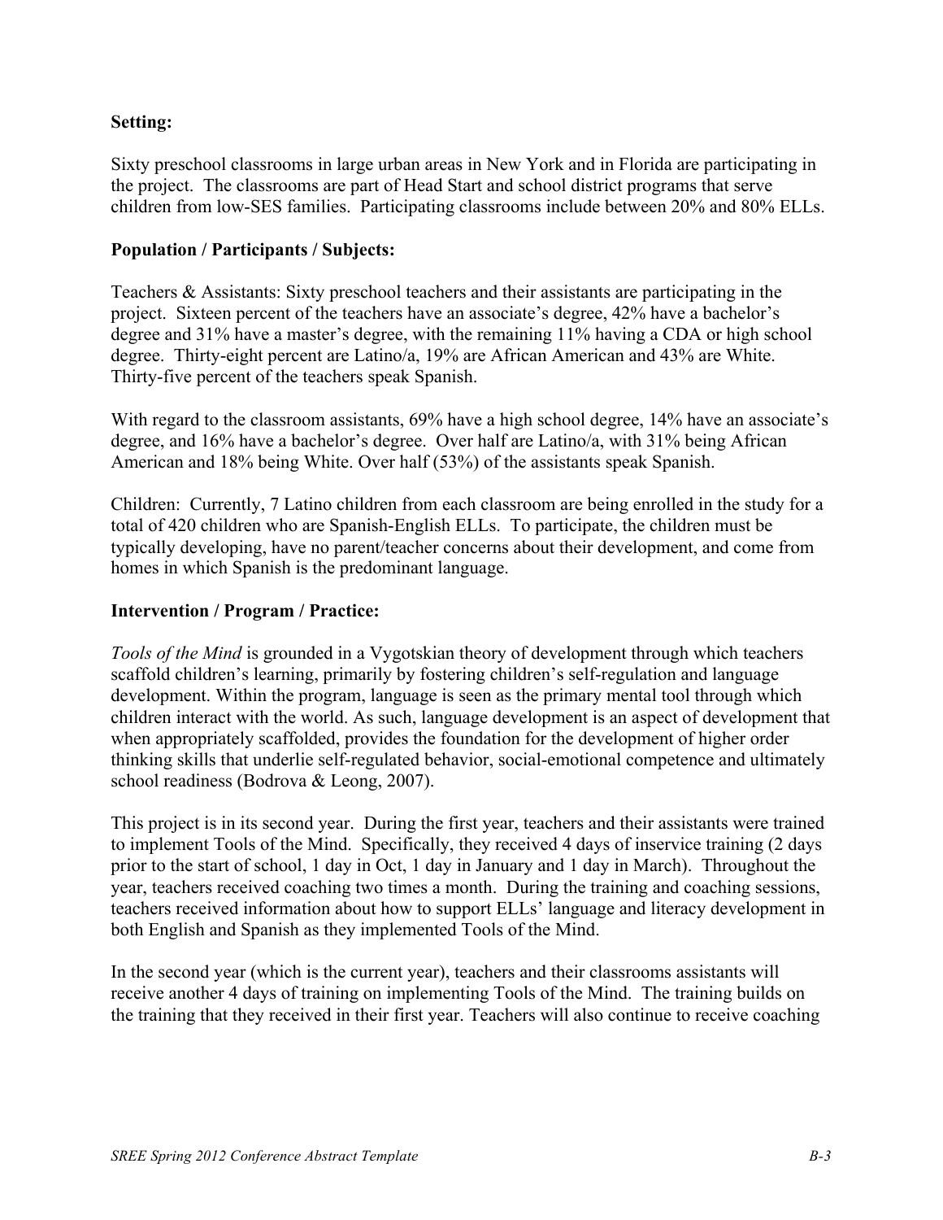**Setting:**

Sixty preschool classrooms in large urban areas in New York and in Florida are participating in the project. The classrooms are part of Head Start and school district programs that serve children from low-SES families. Participating classrooms include between 20% and 80% ELLs.

**Population / Participants / Subjects:**

Teachers & Assistants: Sixty preschool teachers and their assistants are participating in the project. Sixteen percent of the teachers have an associate's degree, 42% have a bachelor's degree and 31% have a master's degree, with the remaining 11% having a CDA or high school degree. Thirty-eight percent are Latino/a, 19% are African American and 43% are White. Thirty-five percent of the teachers speak Spanish.

With regard to the classroom assistants, 69% have a high school degree, 14% have an associate's degree, and 16% have a bachelor's degree. Over half are Latino/a, with 31% being African American and 18% being White. Over half (53%) of the assistants speak Spanish.

Children: Currently, 7 Latino children from each classroom are being enrolled in the study for a total of 420 children who are Spanish-English ELLs. To participate, the children must be typically developing, have no parent/teacher concerns about their development, and come from homes in which Spanish is the predominant language.

**Intervention / Program / Practice:**

*Tools of the Mind* is grounded in a Vygotskian theory of development through which teachers scaffold children's learning, primarily by fostering children's self-regulation and language development. Within the program, language is seen as the primary mental tool through which children interact with the world. As such, language development is an aspect of development that when appropriately scaffolded, provides the foundation for the development of higher order thinking skills that underlie self-regulated behavior, social-emotional competence and ultimately school readiness (Bodrova & Leong, 2007).

This project is in its second year. During the first year, teachers and their assistants were trained to implement Tools of the Mind. Specifically, they received 4 days of inservice training (2 days prior to the start of school, 1 day in Oct, 1 day in January and 1 day in March). Throughout the year, teachers received coaching two times a month. During the training and coaching sessions, teachers received information about how to support ELLs' language and literacy development in both English and Spanish as they implemented Tools of the Mind.

In the second year (which is the current year), teachers and their classrooms assistants will receive another 4 days of training on implementing Tools of the Mind. The training builds on the training that they received in their first year. Teachers will also continue to receive coaching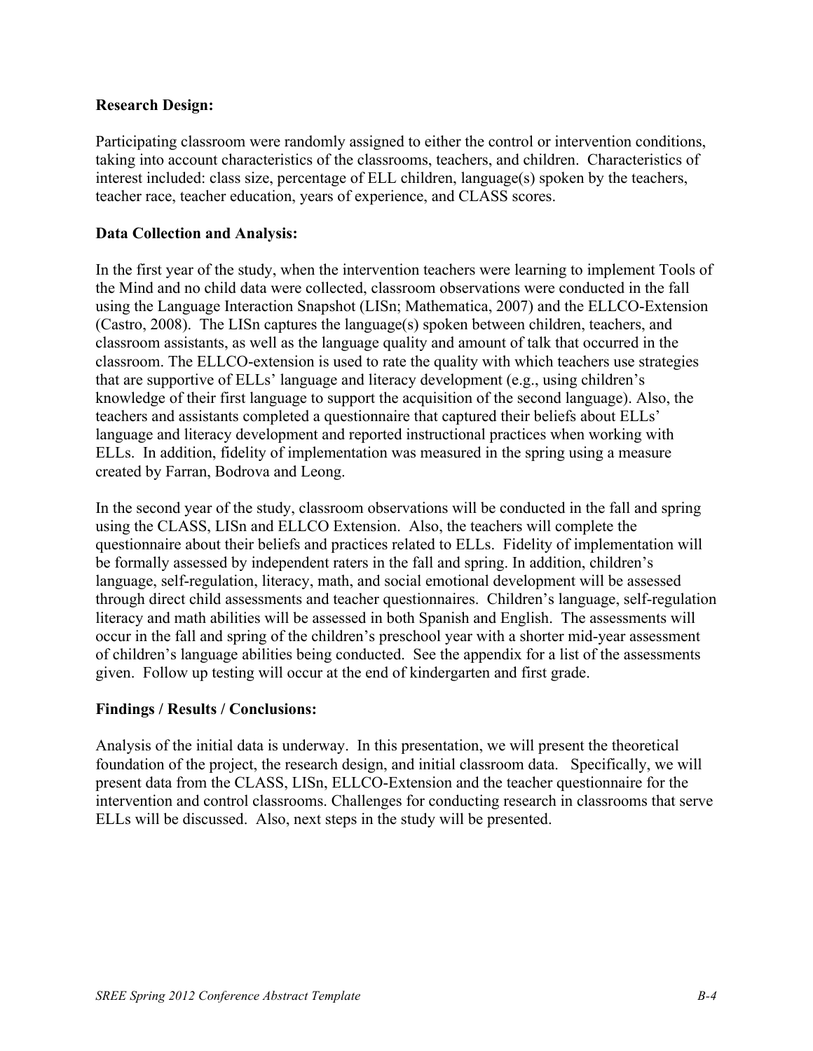**Research Design:**

Participating classroom were randomly assigned to either the control or intervention conditions, taking into account characteristics of the classrooms, teachers, and children. Characteristics of interest included: class size, percentage of ELL children, language(s) spoken by the teachers, teacher race, teacher education, years of experience, and CLASS scores.

**Data Collection and Analysis:**

In the first year of the study, when the intervention teachers were learning to implement Tools of the Mind and no child data were collected, classroom observations were conducted in the fall using the Language Interaction Snapshot (LISn; Mathematica, 2007) and the ELLCO-Extension (Castro, 2008). The LISn captures the language(s) spoken between children, teachers, and classroom assistants, as well as the language quality and amount of talk that occurred in the classroom. The ELLCO-extension is used to rate the quality with which teachers use strategies that are supportive of ELLs' language and literacy development (e.g., using children's knowledge of their first language to support the acquisition of the second language). Also, the teachers and assistants completed a questionnaire that captured their beliefs about ELLs' language and literacy development and reported instructional practices when working with ELLs. In addition, fidelity of implementation was measured in the spring using a measure created by Farran, Bodrova and Leong.

In the second year of the study, classroom observations will be conducted in the fall and spring using the CLASS, LISn and ELLCO Extension. Also, the teachers will complete the questionnaire about their beliefs and practices related to ELLs. Fidelity of implementation will be formally assessed by independent raters in the fall and spring. In addition, children's language, self-regulation, literacy, math, and social emotional development will be assessed through direct child assessments and teacher questionnaires. Children's language, self-regulation literacy and math abilities will be assessed in both Spanish and English. The assessments will occur in the fall and spring of the children's preschool year with a shorter mid-year assessment of children's language abilities being conducted. See the appendix for a list of the assessments given. Follow up testing will occur at the end of kindergarten and first grade.

**Findings / Results / Conclusions:**

Analysis of the initial data is underway. In this presentation, we will present the theoretical foundation of the project, the research design, and initial classroom data. Specifically, we will present data from the CLASS, LISn, ELLCO-Extension and the teacher questionnaire for the intervention and control classrooms. Challenges for conducting research in classrooms that serve ELLs will be discussed. Also, next steps in the study will be presented.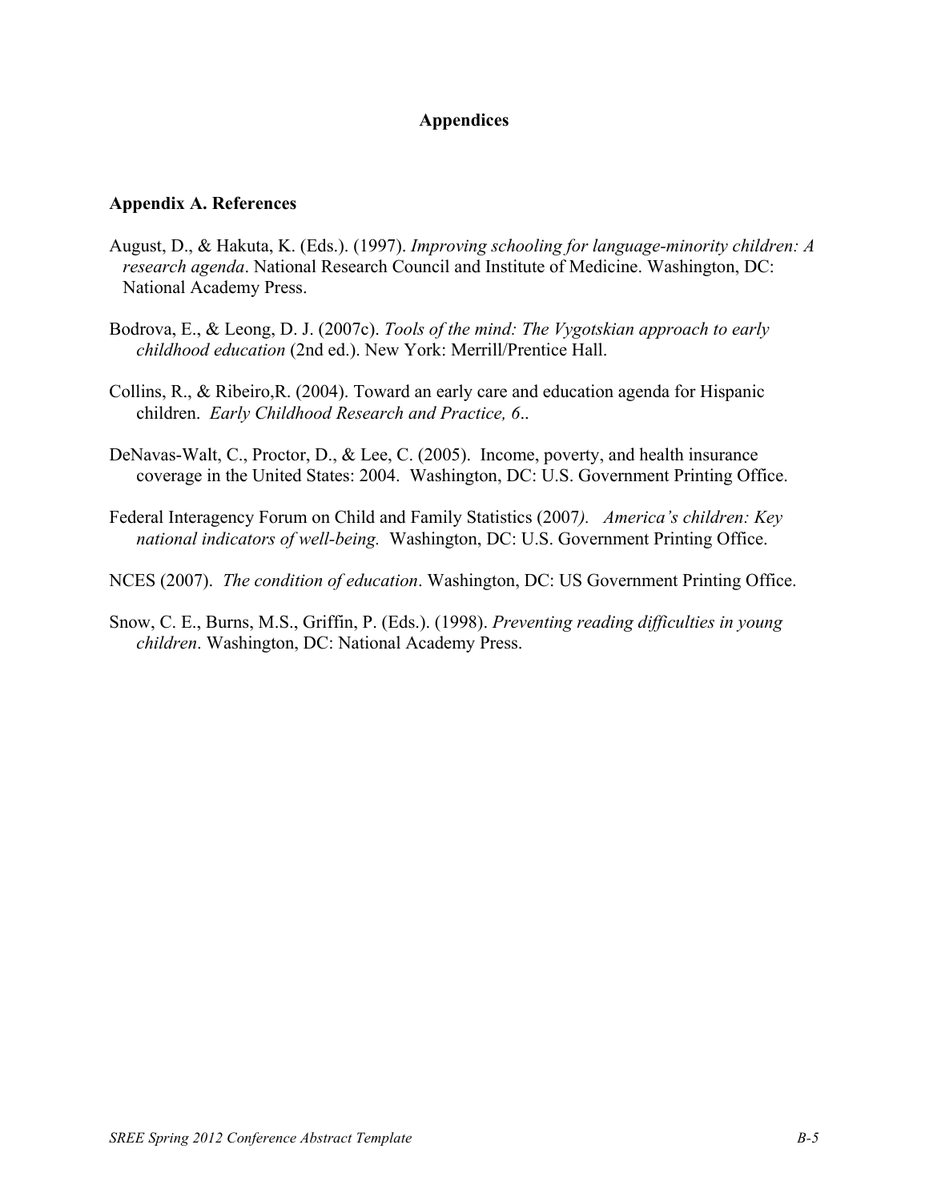## Appendices

### Appendix A. References

August, D., & Hakuta, K. (Eds.). (1997). *Improving schooling for language-minority children: A research agenda*. National Research Council and Institute of Medicine. Washington, DC: National Academy Press.

Bodrova, E., & Leong, D. J. (2007c). *Tools of the mind: The Vygotskian approach to early childhood education* (2nd ed.). New York: Merrill/Prentice Hall.

Collins, R., & Ribeiro,R. (2004). Toward an early care and education agenda for Hispanic children. *Early Childhood Research and Practice, 6*..

DeNavas-Walt, C., Proctor, D., & Lee, C. (2005). Income, poverty, and health insurance coverage in the United States: 2004. Washington, DC: U.S. Government Printing Office.

Federal Interagency Forum on Child and Family Statistics (2007*). America's children: Key national indicators of well-being.* Washington, DC: U.S. Government Printing Office.

NCES (2007). *The condition of education*. Washington, DC: US Government Printing Office.

Snow, C. E., Burns, M.S., Griffin, P. (Eds.). (1998). *Preventing reading difficulties in young children*. Washington, DC: National Academy Press.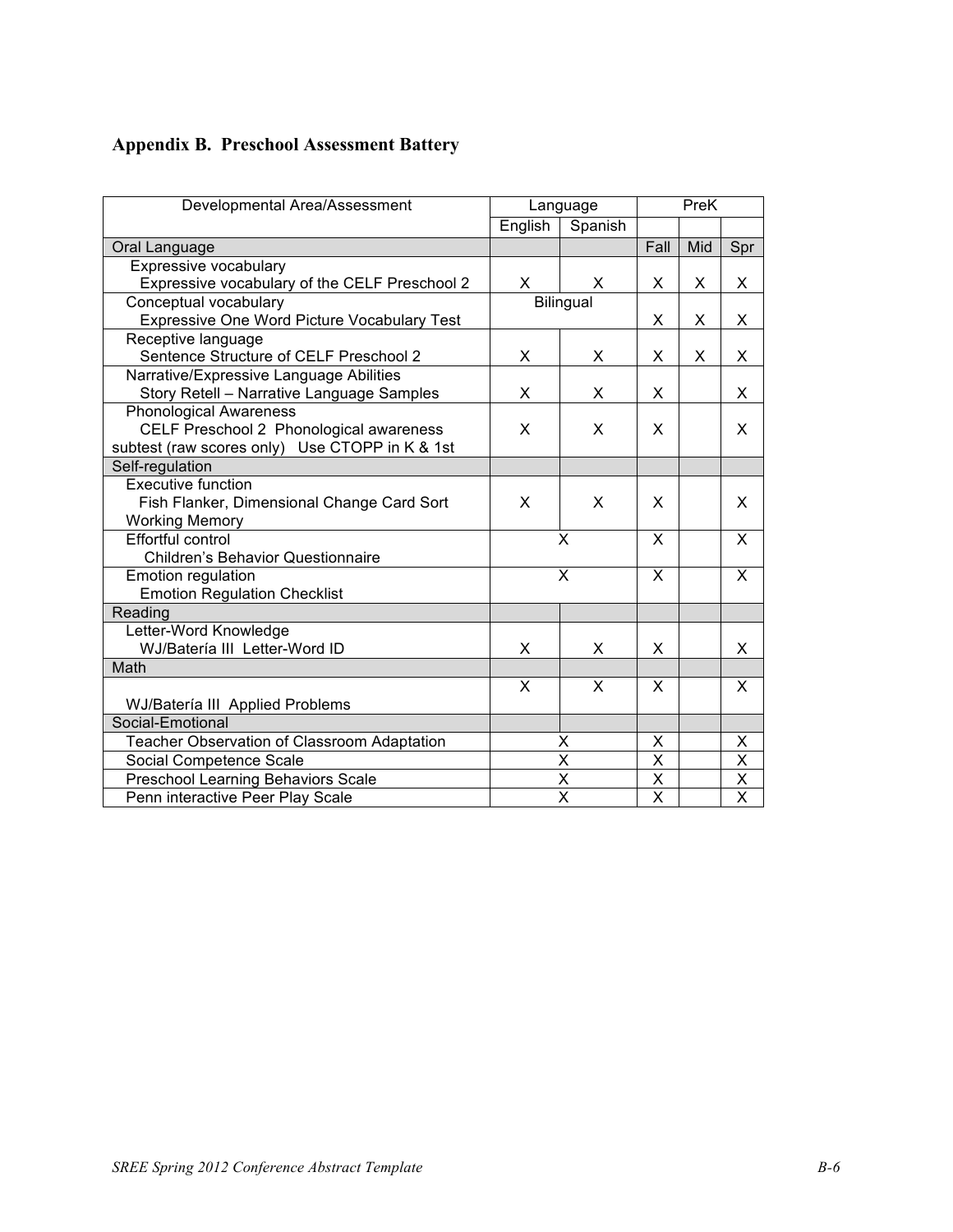## Appendix B. Preschool Assessment Battery

| Developmental Area/Assessment | Language | | PreK | | |
|---|---|---|---|---|---|
| | English | Spanish | | | |
| Oral Language | | | Fall | Mid | Spr |
| Expressive vocabulary<br>Expressive vocabulary of the CELF Preschool 2 | X | X | X | X | X |
| Conceptual vocabulary<br>Expressive One Word Picture Vocabulary Test | Bilingual | | X | X | X |
| Receptive language<br>Sentence Structure of CELF Preschool 2 | X | X | X | X | X |
| Narrative/Expressive Language Abilities<br>Story Retell – Narrative Language Samples | X | X | X | | X |
| Phonological Awareness<br>CELF Preschool 2 Phonological awareness subtest (raw scores only) Use CTOPP in K & 1st | X | X | X | | X |
| Self-regulation | | | | | |
| Executive function<br>Fish Flanker, Dimensional Change Card Sort<br>Working Memory | X | X | X | | X |
| Effortful control<br>Children's Behavior Questionnaire | X | | X | | X |
| Emotion regulation<br>Emotion Regulation Checklist | X | | X | | X |
| Reading | | | | | |
| Letter-Word Knowledge<br>WJ/Batería III Letter-Word ID | X | X | X | | X |
| Math | | | | | |
| WJ/Batería III Applied Problems | X | X | X | | X |
| Social-Emotional | | | | | |
| Teacher Observation of Classroom Adaptation | X | | X | | X |
| Social Competence Scale | X | | X | | X |
| Preschool Learning Behaviors Scale | X | | X | | X |
| Penn interactive Peer Play Scale | X | | X | | X |